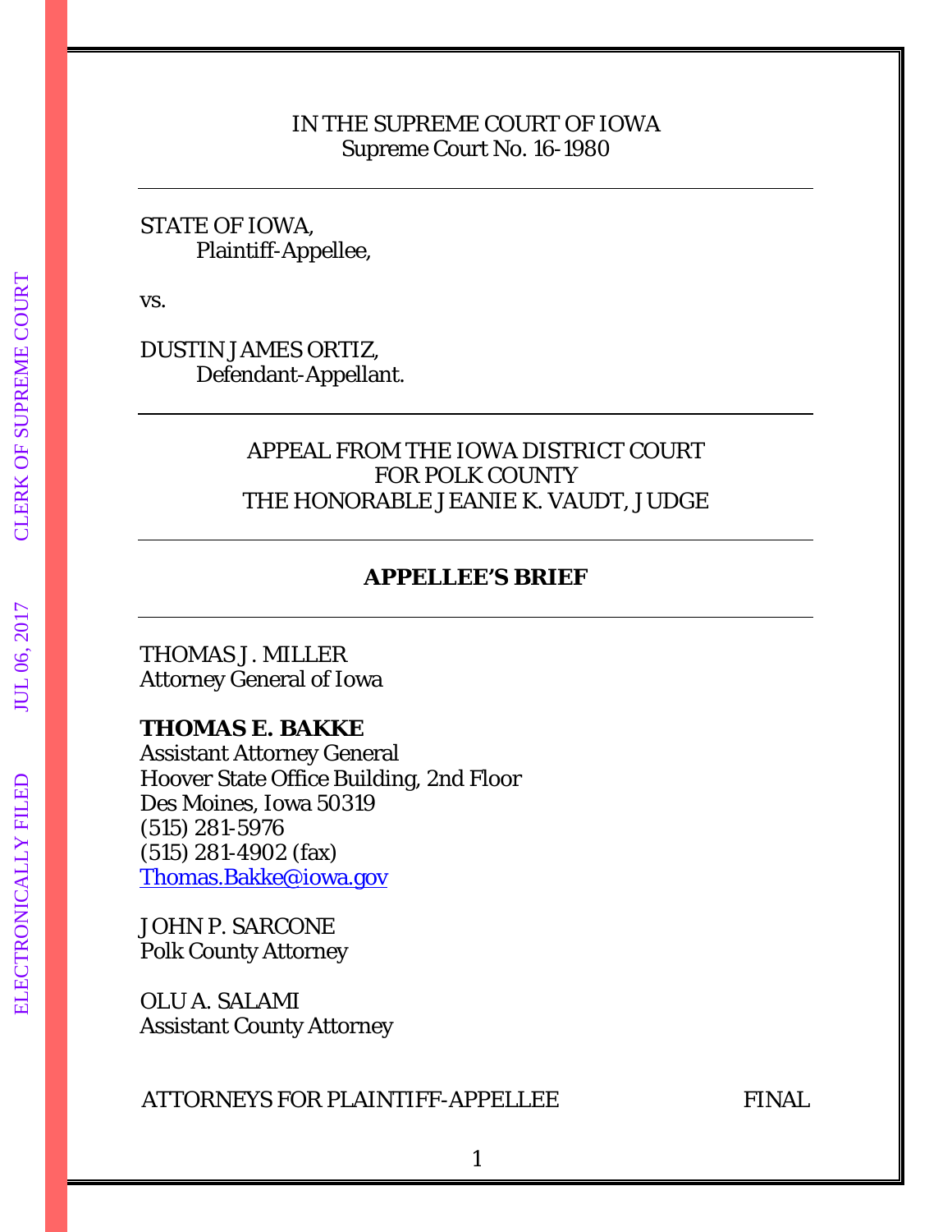IN THE SUPREME COURT OF IOWA
Supreme Court No. 16-1980

---

STATE OF IOWA,
Plaintiff-Appellee,

vs.

DUSTIN JAMES ORTIZ,
Defendant-Appellant.

---

APPEAL FROM THE IOWA DISTRICT COURT
FOR POLK COUNTY
THE HONORABLE JEANIE K. VAUDT, JUDGE

---

**APPELLEE'S BRIEF**

---

THOMAS J. MILLER
Attorney General of Iowa

**THOMAS E. BAKKE**
Assistant Attorney General
Hoover State Office Building, 2nd Floor
Des Moines, Iowa 50319
(515) 281-5976
(515) 281-4902 (fax)
Thomas.Bakke@iowa.gov

JOHN P. SARCONE
Polk County Attorney

OLU A. SALAMI
Assistant County Attorney

ATTORNEYS FOR PLAINTIFF-APPELLEE FINAL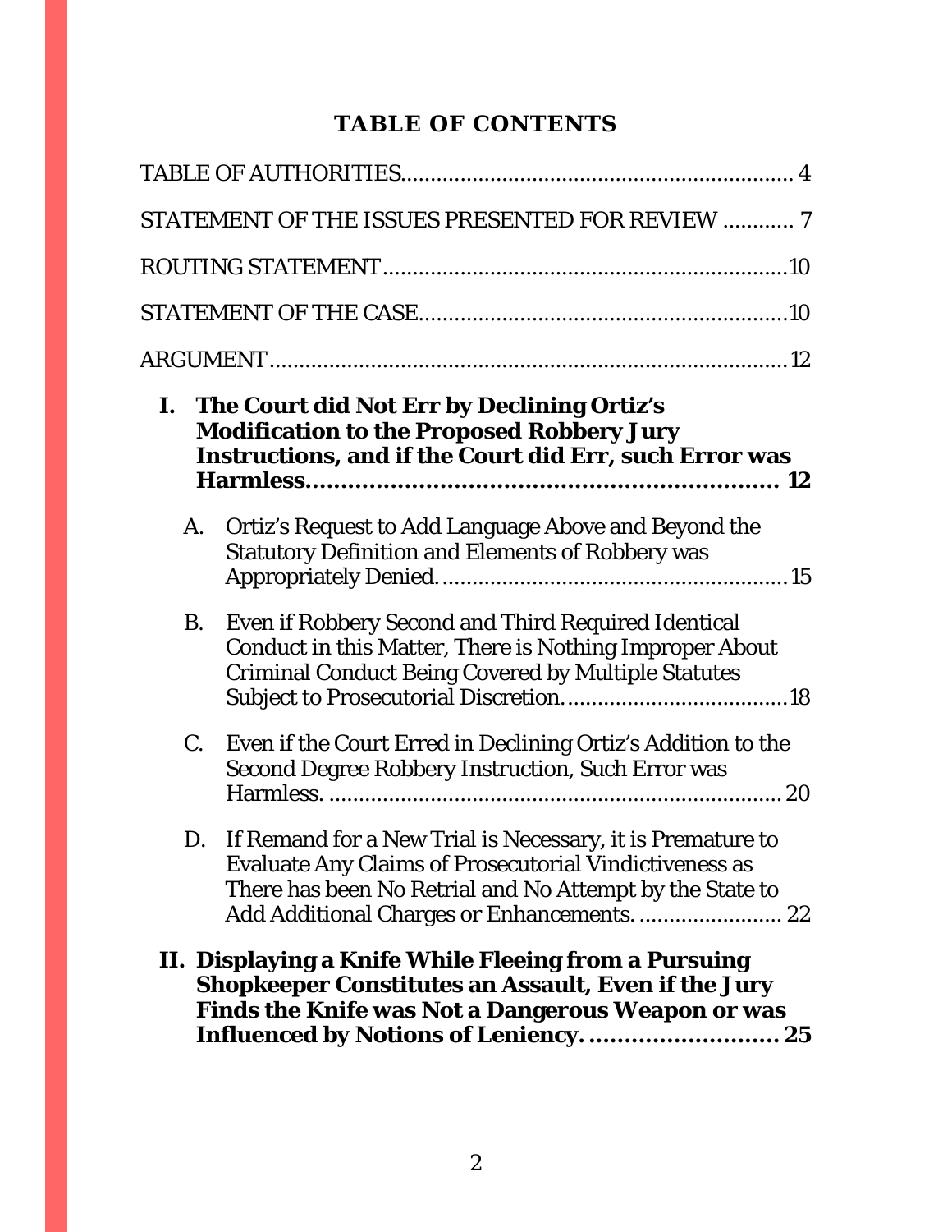# TABLE OF CONTENTS

TABLE OF AUTHORITIES ........................................................... 4

STATEMENT OF THE ISSUES PRESENTED FOR REVIEW ........... 7

ROUTING STATEMENT ........................................................... 10

STATEMENT OF THE CASE ..................................................... 10

ARGUMENT .............................................................................. 12

**I. The Court did Not Err by Declining Ortiz's Modification to the Proposed Robbery Jury Instructions, and if the Court did Err, such Error was Harmless................................................................ 12**

A. Ortiz's Request to Add Language Above and Beyond the Statutory Definition and Elements of Robbery was Appropriately Denied. ........................................................ 15

B. Even if Robbery Second and Third Required Identical Conduct in this Matter, There is Nothing Improper About Criminal Conduct Being Covered by Multiple Statutes Subject to Prosecutorial Discretion. .................................... 18

C. Even if the Court Erred in Declining Ortiz's Addition to the Second Degree Robbery Instruction, Such Error was Harmless. ........................................................................... 20

D. If Remand for a New Trial is Necessary, it is Premature to Evaluate Any Claims of Prosecutorial Vindictiveness as There has been No Retrial and No Attempt by the State to Add Additional Charges or Enhancements. ....................... 22

**II. Displaying a Knife While Fleeing from a Pursuing Shopkeeper Constitutes an Assault, Even if the Jury Finds the Knife was Not a Dangerous Weapon or was Influenced by Notions of Leniency. .......................... 25**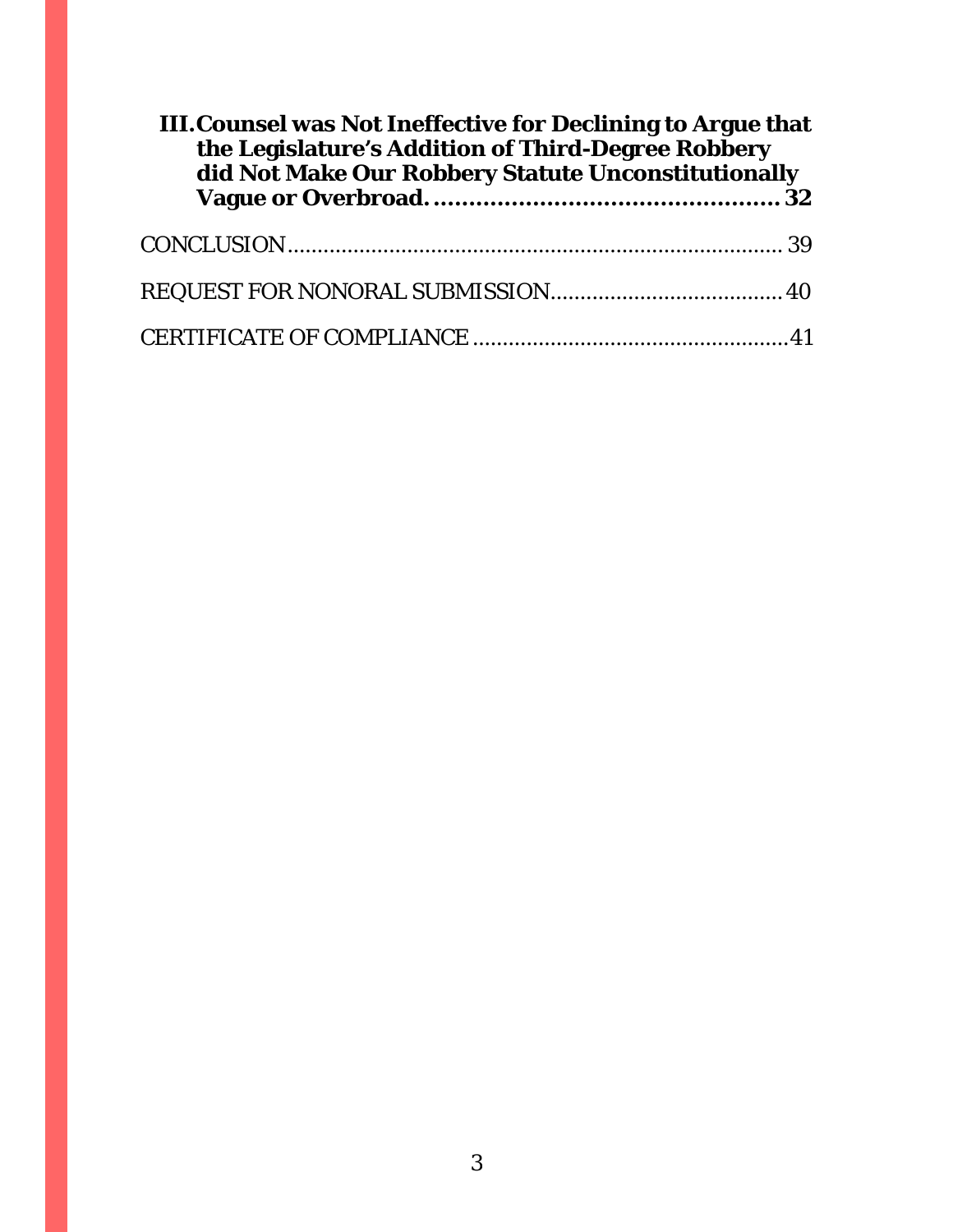**III. Counsel was Not Ineffective for Declining to Argue that the Legislature's Addition of Third-Degree Robbery did Not Make Our Robbery Statute Unconstitutionally Vague or Overbroad. .................................................. 32**

CONCLUSION ................................................................................ 39

REQUEST FOR NONORAL SUBMISSION ....................................... 40

CERTIFICATE OF COMPLIANCE ..................................................... 41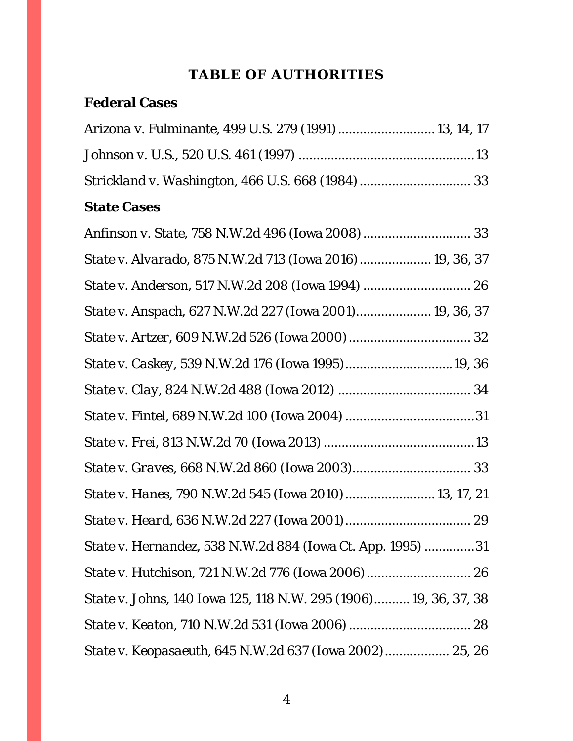# TABLE OF AUTHORITIES

## Federal Cases

Arizona v. Fulminante, 499 U.S. 279 (1991) .......................... 13, 14, 17

Johnson v. U.S., 520 U.S. 461 (1997) ................................................ 13

Strickland v. Washington, 466 U.S. 668 (1984) .............................. 33

## State Cases

Anfinson v. State, 758 N.W.2d 496 (Iowa 2008) ............................. 33

State v. Alvarado, 875 N.W.2d 713 (Iowa 2016) .................... 19, 36, 37

State v. Anderson, 517 N.W.2d 208 (Iowa 1994) ............................. 26

State v. Anspach, 627 N.W.2d 227 (Iowa 2001)..................... 19, 36, 37

State v. Artzer, 609 N.W.2d 526 (Iowa 2000) ................................. 32

State v. Caskey, 539 N.W.2d 176 (Iowa 1995).............................. 19, 36

State v. Clay, 824 N.W.2d 488 (Iowa 2012) .................................... 34

State v. Fintel, 689 N.W.2d 100 (Iowa 2004) ...................................31

State v. Frei, 813 N.W.2d 70 (Iowa 2013) .......................................... 13

State v. Graves, 668 N.W.2d 860 (Iowa 2003)................................ 33

State v. Hanes, 790 N.W.2d 545 (Iowa 2010) ........................ 13, 17, 21

State v. Heard, 636 N.W.2d 227 (Iowa 2001).................................. 29

State v. Hernandez, 538 N.W.2d 884 (Iowa Ct. App. 1995) ..............31

State v. Hutchison, 721 N.W.2d 776 (Iowa 2006) ............................ 26

State v. Johns, 140 Iowa 125, 118 N.W. 295 (1906).......... 19, 36, 37, 38

State v. Keaton, 710 N.W.2d 531 (Iowa 2006) ................................. 28

State v. Keopasaeuth, 645 N.W.2d 637 (Iowa 2002) ................. 25, 26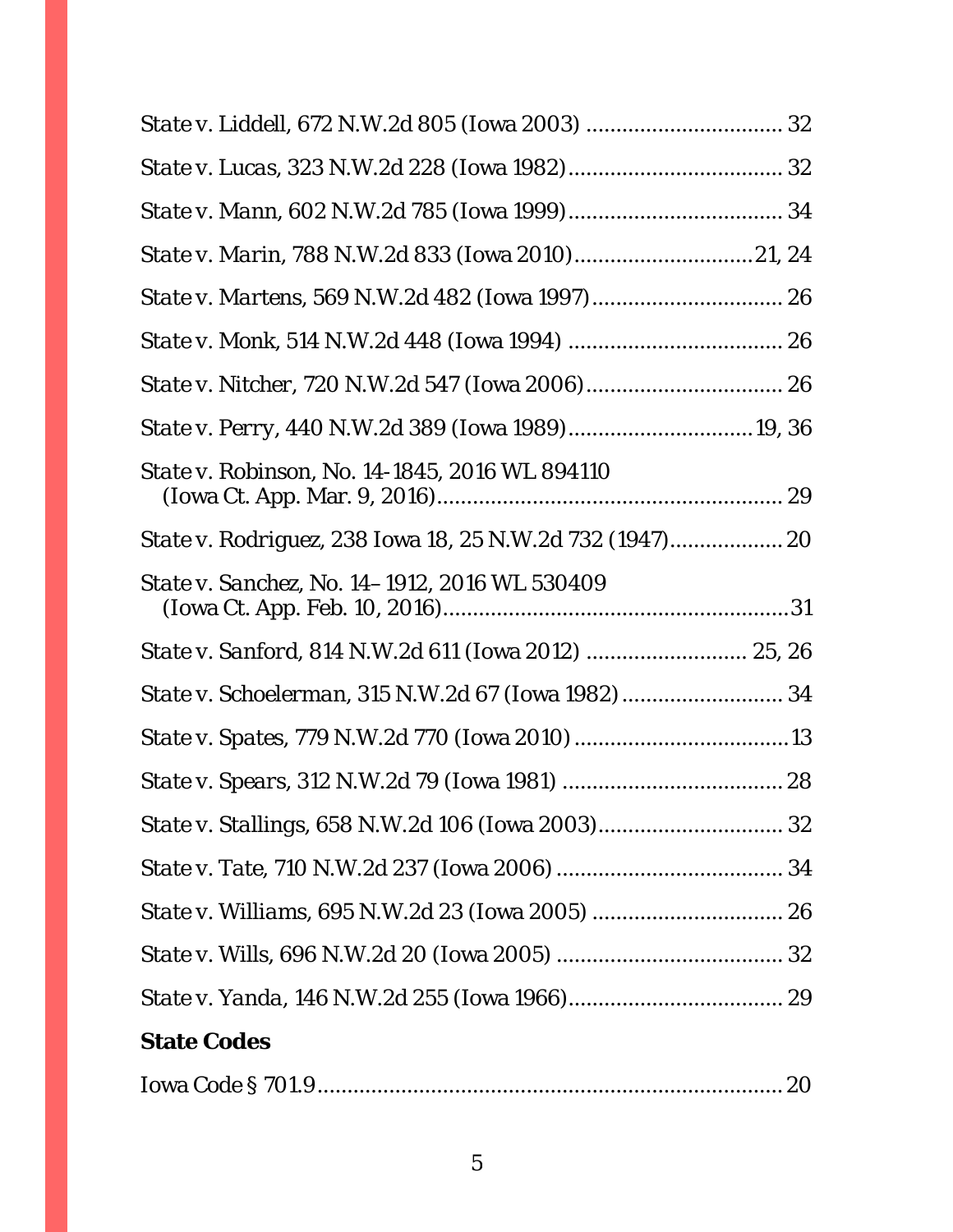*State v. Liddell*, 672 N.W.2d 805 (Iowa 2003) ................................ 32

*State v. Lucas*, 323 N.W.2d 228 (Iowa 1982)................................... 32

*State v. Mann*, 602 N.W.2d 785 (Iowa 1999)................................... 34

*State v. Marin*, 788 N.W.2d 833 (Iowa 2010)............................21, 24

*State v. Martens*, 569 N.W.2d 482 (Iowa 1997)............................... 26

*State v. Monk*, 514 N.W.2d 448 (Iowa 1994) ................................... 26

*State v. Nitcher*, 720 N.W.2d 547 (Iowa 2006)................................ 26

*State v. Perry*, 440 N.W.2d 389 (Iowa 1989)...............................19, 36

*State v. Robinson*, No. 14-1845, 2016 WL 894110 (Iowa Ct. App. Mar. 9, 2016)......................................................... 29

*State v. Rodriguez*, 238 Iowa 18, 25 N.W.2d 732 (1947).................. 20

*State v. Sanchez*, No. 14– 1912, 2016 WL 530409 (Iowa Ct. App. Feb. 10, 2016).........................................................31

*State v. Sanford*, 814 N.W.2d 611 (Iowa 2012) .......................... 25, 26

*State v. Schoelerman*, 315 N.W.2d 67 (Iowa 1982).......................... 34

*State v. Spates*, 779 N.W.2d 770 (Iowa 2010) ...................................13

*State v. Spears*, 312 N.W.2d 79 (Iowa 1981) .................................... 28

*State v. Stallings*, 658 N.W.2d 106 (Iowa 2003).............................. 32

*State v. Tate*, 710 N.W.2d 237 (Iowa 2006) ..................................... 34

*State v. Williams*, 695 N.W.2d 23 (Iowa 2005) ............................... 26

*State v. Wills*, 696 N.W.2d 20 (Iowa 2005) ..................................... 32

*State v. Yanda*, 146 N.W.2d 255 (Iowa 1966)................................... 29

**State Codes**

Iowa Code § 701.9.............................................................................. 20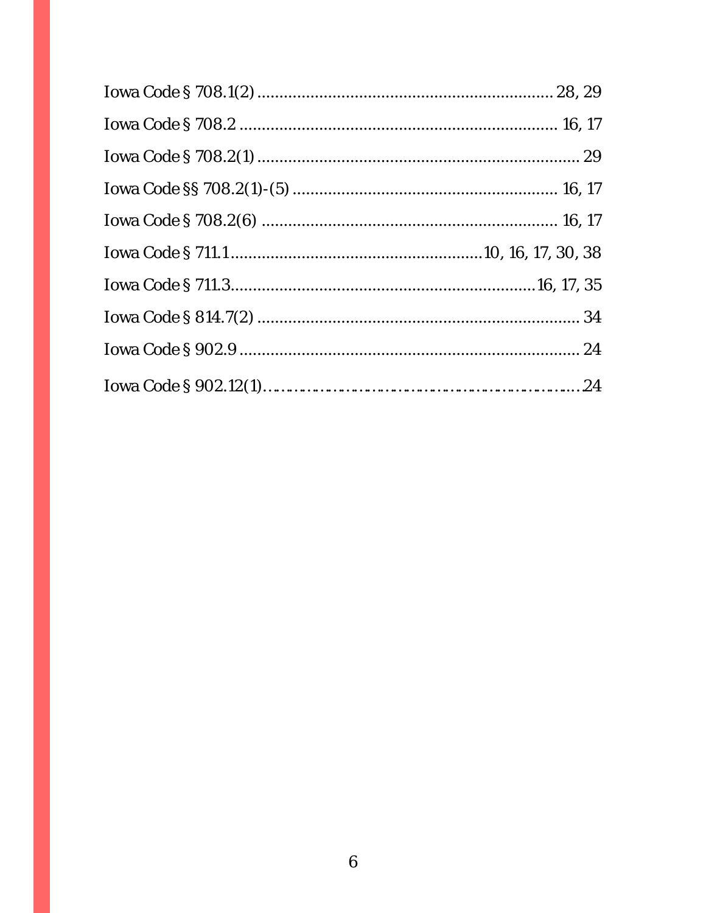Iowa Code § 708.1(2) .................................................................... 28, 29

Iowa Code § 708.2 ........................................................................ 16, 17

Iowa Code § 708.2(1) ......................................................................... 29

Iowa Code §§ 708.2(1)-(5) ............................................................ 16, 17

Iowa Code § 708.2(6) .................................................................... 16, 17

Iowa Code § 711.1 ........................................................ 10, 16, 17, 30, 38

Iowa Code § 711.3 ...................................................................... 16, 17, 35

Iowa Code § 814.7(2) ......................................................................... 34

Iowa Code § 902.9 ............................................................................. 24

Iowa Code § 902.12(1)..........................................................................24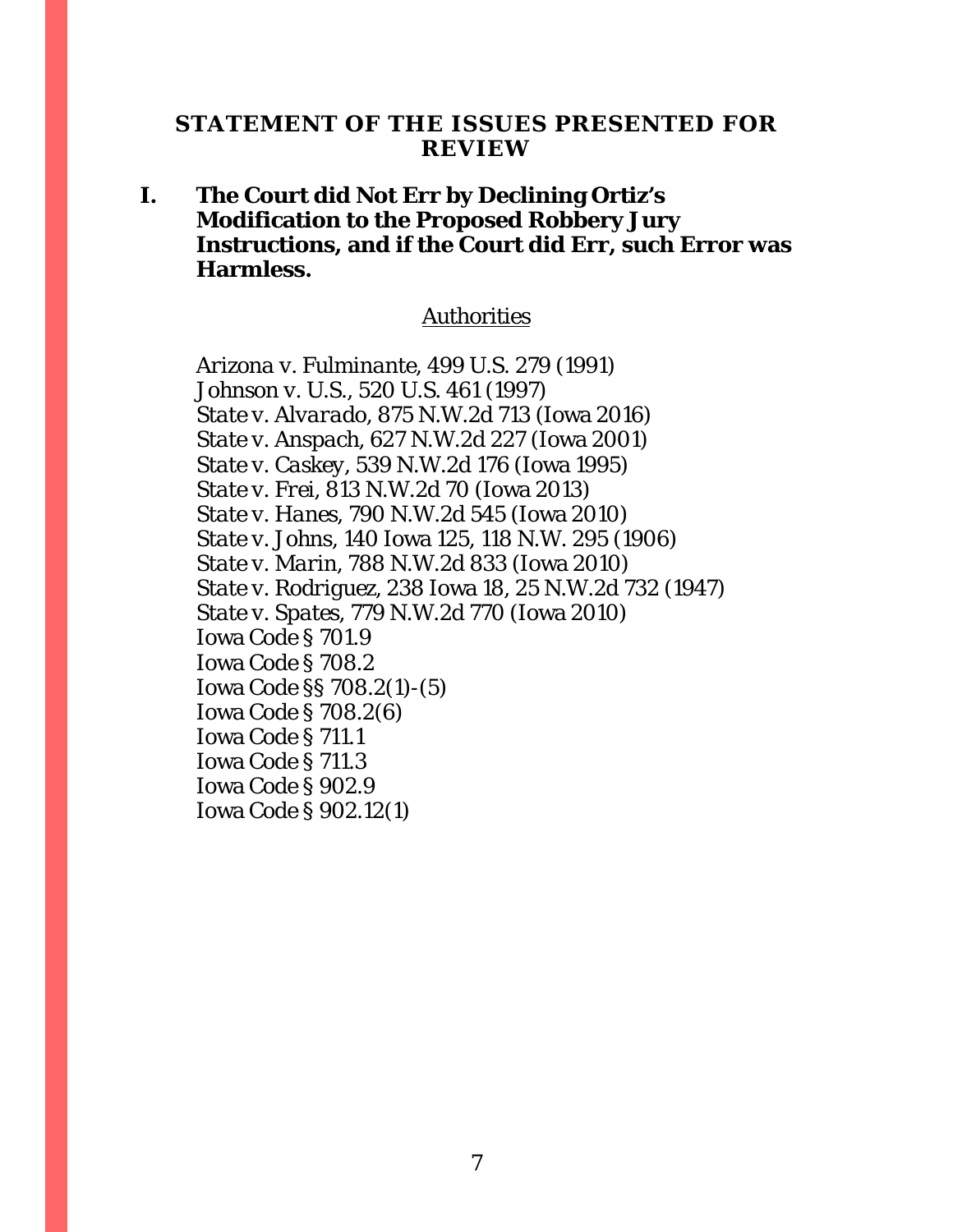## STATEMENT OF THE ISSUES PRESENTED FOR REVIEW

### I. The Court did Not Err by Declining Ortiz's Modification to the Proposed Robbery Jury Instructions, and if the Court did Err, such Error was Harmless.

Authorities

*Arizona v. Fulminante*, 499 U.S. 279 (1991)
*Johnson v. U.S.*, 520 U.S. 461 (1997)
*State v. Alvarado*, 875 N.W.2d 713 (Iowa 2016)
*State v. Anspach*, 627 N.W.2d 227 (Iowa 2001)
*State v. Caskey*, 539 N.W.2d 176 (Iowa 1995)
*State v. Frei*, 813 N.W.2d 70 (Iowa 2013)
*State v. Hanes*, 790 N.W.2d 545 (Iowa 2010)
*State v. Johns*, 140 Iowa 125, 118 N.W. 295 (1906)
*State v. Marin*, 788 N.W.2d 833 (Iowa 2010)
*State v. Rodriguez*, 238 Iowa 18, 25 N.W.2d 732 (1947)
*State v. Spates*, 779 N.W.2d 770 (Iowa 2010)
Iowa Code § 701.9
Iowa Code § 708.2
Iowa Code §§ 708.2(1)-(5)
Iowa Code § 708.2(6)
Iowa Code § 711.1
Iowa Code § 711.3
Iowa Code § 902.9
Iowa Code § 902.12(1)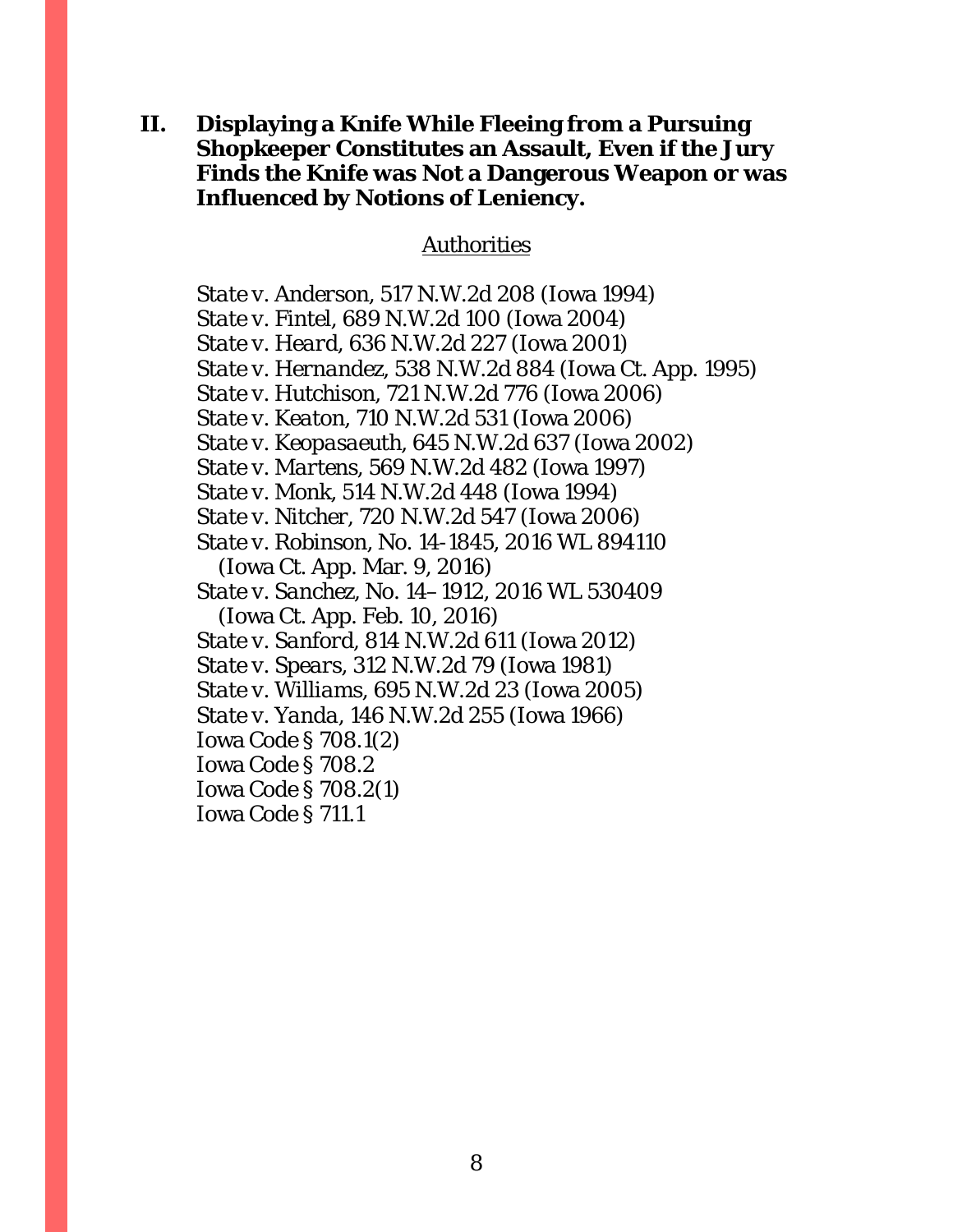## II. Displaying a Knife While Fleeing from a Pursuing Shopkeeper Constitutes an Assault, Even if the Jury Finds the Knife was Not a Dangerous Weapon or was Influenced by Notions of Leniency.

Authorities

*State v. Anderson*, 517 N.W.2d 208 (Iowa 1994)
*State v. Fintel*, 689 N.W.2d 100 (Iowa 2004)
*State v. Heard*, 636 N.W.2d 227 (Iowa 2001)
*State v. Hernandez*, 538 N.W.2d 884 (Iowa Ct. App. 1995)
*State v. Hutchison*, 721 N.W.2d 776 (Iowa 2006)
*State v. Keaton*, 710 N.W.2d 531 (Iowa 2006)
*State v. Keopasaeuth*, 645 N.W.2d 637 (Iowa 2002)
*State v. Martens*, 569 N.W.2d 482 (Iowa 1997)
*State v. Monk*, 514 N.W.2d 448 (Iowa 1994)
*State v. Nitcher*, 720 N.W.2d 547 (Iowa 2006)
*State v. Robinson*, No. 14-1845, 2016 WL 894110 (Iowa Ct. App. Mar. 9, 2016)
*State v. Sanchez*, No. 14–1912, 2016 WL 530409 (Iowa Ct. App. Feb. 10, 2016)
*State v. Sanford*, 814 N.W.2d 611 (Iowa 2012)
*State v. Spears*, 312 N.W.2d 79 (Iowa 1981)
*State v. Williams*, 695 N.W.2d 23 (Iowa 2005)
*State v. Yanda*, 146 N.W.2d 255 (Iowa 1966)
Iowa Code § 708.1(2)
Iowa Code § 708.2
Iowa Code § 708.2(1)
Iowa Code § 711.1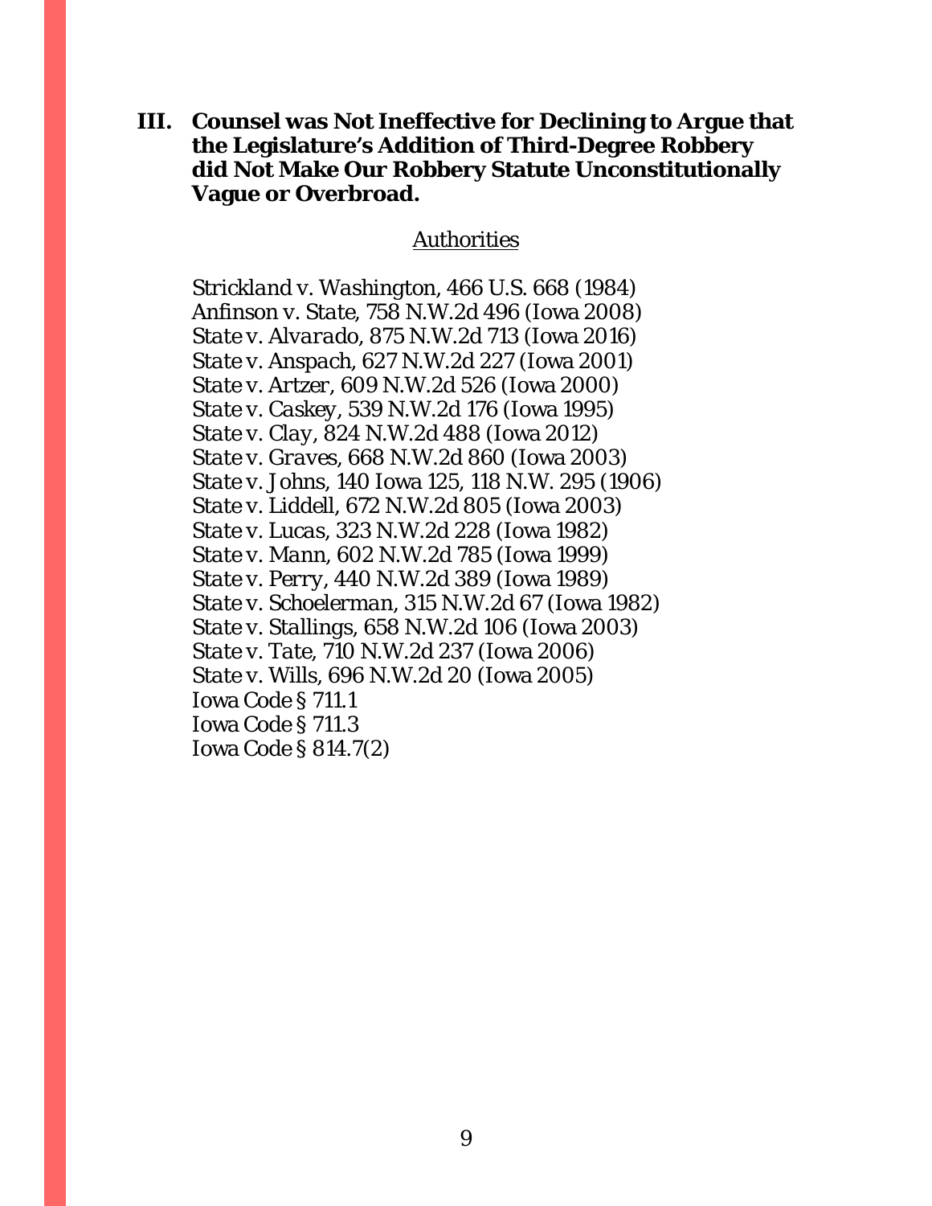**III. Counsel was Not Ineffective for Declining to Argue that the Legislature's Addition of Third-Degree Robbery did Not Make Our Robbery Statute Unconstitutionally Vague or Overbroad.**

<u>Authorities</u>

*Strickland v. Washington*, 466 U.S. 668 (1984)
*Anfinson v. State*, 758 N.W.2d 496 (Iowa 2008)
*State v. Alvarado*, 875 N.W.2d 713 (Iowa 2016)
*State v. Anspach*, 627 N.W.2d 227 (Iowa 2001)
*State v. Artzer*, 609 N.W.2d 526 (Iowa 2000)
*State v. Caskey*, 539 N.W.2d 176 (Iowa 1995)
*State v. Clay*, 824 N.W.2d 488 (Iowa 2012)
*State v. Graves*, 668 N.W.2d 860 (Iowa 2003)
*State v. Johns*, 140 Iowa 125, 118 N.W. 295 (1906)
*State v. Liddell*, 672 N.W.2d 805 (Iowa 2003)
*State v. Lucas*, 323 N.W.2d 228 (Iowa 1982)
*State v. Mann*, 602 N.W.2d 785 (Iowa 1999)
*State v. Perry*, 440 N.W.2d 389 (Iowa 1989)
*State v. Schoelerman*, 315 N.W.2d 67 (Iowa 1982)
*State v. Stallings*, 658 N.W.2d 106 (Iowa 2003)
*State v. Tate*, 710 N.W.2d 237 (Iowa 2006)
*State v. Wills*, 696 N.W.2d 20 (Iowa 2005)
Iowa Code § 711.1
Iowa Code § 711.3
Iowa Code § 814.7(2)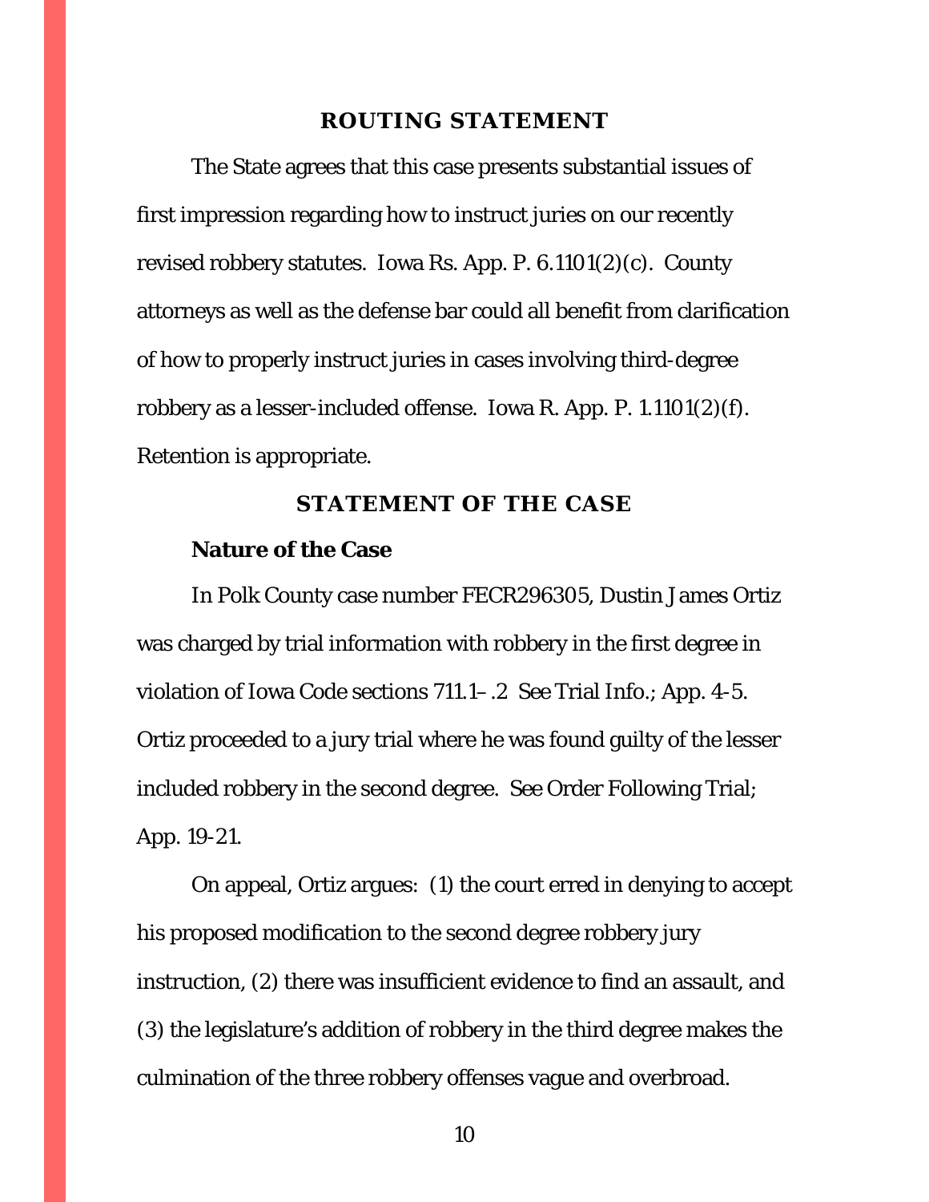## ROUTING STATEMENT

The State agrees that this case presents substantial issues of first impression regarding how to instruct juries on our recently revised robbery statutes. Iowa Rs. App. P. 6.1101(2)(c). County attorneys as well as the defense bar could all benefit from clarification of how to properly instruct juries in cases involving third-degree robbery as a lesser-included offense. Iowa R. App. P. 1.1101(2)(f). Retention is appropriate.

## STATEMENT OF THE CASE

### Nature of the Case

In Polk County case number FECR296305, Dustin James Ortiz was charged by trial information with robbery in the first degree in violation of Iowa Code sections 711.1–.2 See Trial Info.; App. 4-5. Ortiz proceeded to a jury trial where he was found guilty of the lesser included robbery in the second degree. See Order Following Trial; App. 19-21.

On appeal, Ortiz argues: (1) the court erred in denying to accept his proposed modification to the second degree robbery jury instruction, (2) there was insufficient evidence to find an assault, and (3) the legislature's addition of robbery in the third degree makes the culmination of the three robbery offenses vague and overbroad.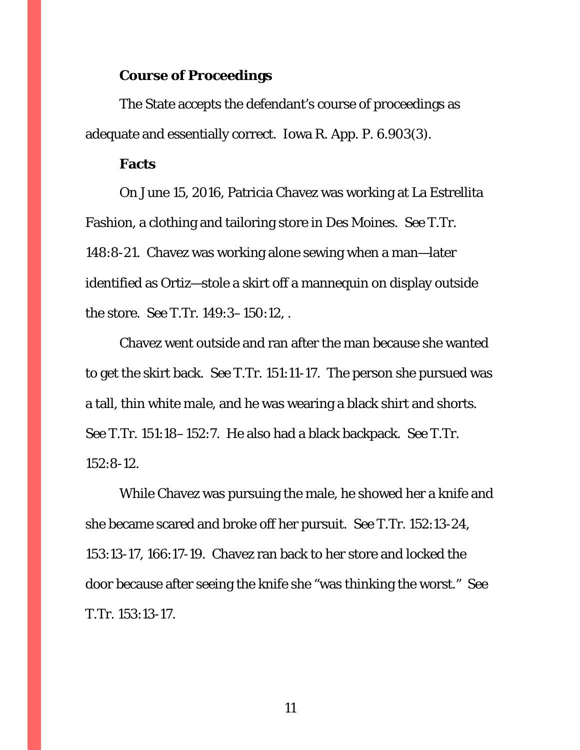### Course of Proceedings

The State accepts the defendant's course of proceedings as adequate and essentially correct. Iowa R. App. P. 6.903(3).

### Facts

On June 15, 2016, Patricia Chavez was working at La Estrellita Fashion, a clothing and tailoring store in Des Moines. See T.Tr. 148:8-21. Chavez was working alone sewing when a man—later identified as Ortiz—stole a skirt off a mannequin on display outside the store. See T.Tr. 149:3–150:12, .

Chavez went outside and ran after the man because she wanted to get the skirt back. See T.Tr. 151:11-17. The person she pursued was a tall, thin white male, and he was wearing a black shirt and shorts. See T.Tr. 151:18–152:7. He also had a black backpack. See T.Tr. 152:8-12.

While Chavez was pursuing the male, he showed her a knife and she became scared and broke off her pursuit. See T.Tr. 152:13-24, 153:13-17, 166:17-19. Chavez ran back to her store and locked the door because after seeing the knife she "was thinking the worst." See T.Tr. 153:13-17.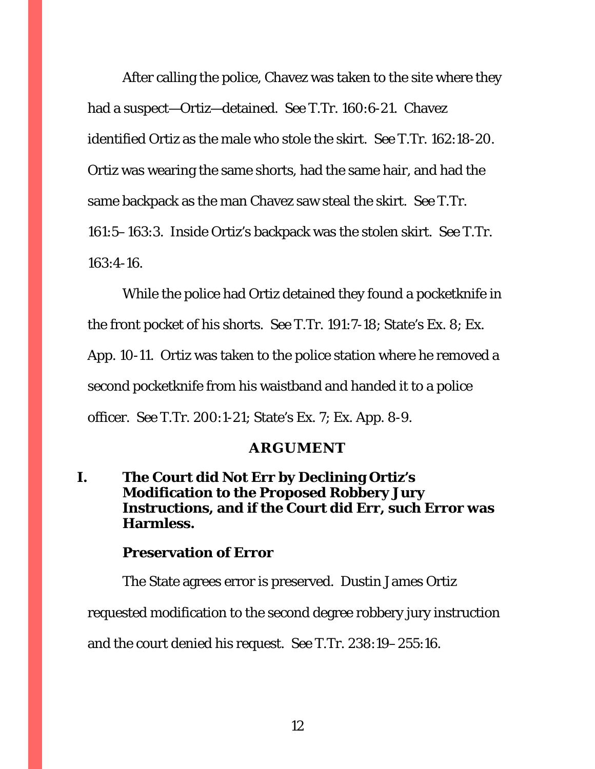After calling the police, Chavez was taken to the site where they had a suspect—Ortiz—detained. See T.Tr. 160:6-21. Chavez identified Ortiz as the male who stole the skirt. See T.Tr. 162:18-20. Ortiz was wearing the same shorts, had the same hair, and had the same backpack as the man Chavez saw steal the skirt. See T.Tr. 161:5–163:3. Inside Ortiz's backpack was the stolen skirt. See T.Tr. 163:4-16.

While the police had Ortiz detained they found a pocketknife in the front pocket of his shorts. See T.Tr. 191:7-18; State's Ex. 8; Ex. App. 10-11. Ortiz was taken to the police station where he removed a second pocketknife from his waistband and handed it to a police officer. See T.Tr. 200:1-21; State's Ex. 7; Ex. App. 8-9.

## ARGUMENT

### I. The Court did Not Err by Declining Ortiz's Modification to the Proposed Robbery Jury Instructions, and if the Court did Err, such Error was Harmless.

#### Preservation of Error

The State agrees error is preserved. Dustin James Ortiz requested modification to the second degree robbery jury instruction and the court denied his request. See T.Tr. 238:19–255:16.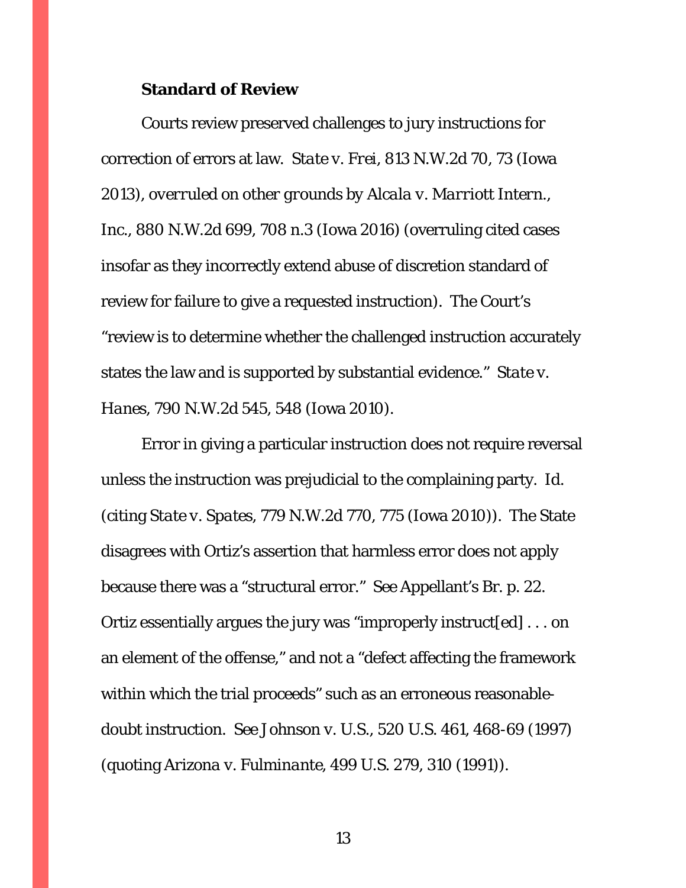**Standard of Review**

Courts review preserved challenges to jury instructions for correction of errors at law. *State v. Frei*, 813 N.W.2d 70, 73 (Iowa 2013), *overruled on other grounds by Alcala v. Marriott Intern., Inc.*, 880 N.W.2d 699, 708 n.3 (Iowa 2016) (overruling cited cases insofar as they incorrectly extend abuse of discretion standard of review for failure to give a requested instruction). The Court's "review is to determine whether the challenged instruction accurately states the law and is supported by substantial evidence." *State v. Hanes*, 790 N.W.2d 545, 548 (Iowa 2010).

Error in giving a particular instruction does not require reversal unless the instruction was prejudicial to the complaining party. *Id.* (citing *State v. Spates*, 779 N.W.2d 770, 775 (Iowa 2010)). The State disagrees with Ortiz's assertion that harmless error does not apply because there was a "structural error." *See* Appellant's Br. p. 22. Ortiz essentially argues the jury was "improperly instruct[ed] . . . on an element of the offense," and not a "defect affecting the framework within which the trial proceeds" such as an erroneous reasonable-doubt instruction. *See Johnson v. U.S.*, 520 U.S. 461, 468-69 (1997) (quoting *Arizona v. Fulminante*, 499 U.S. 279, 310 (1991)).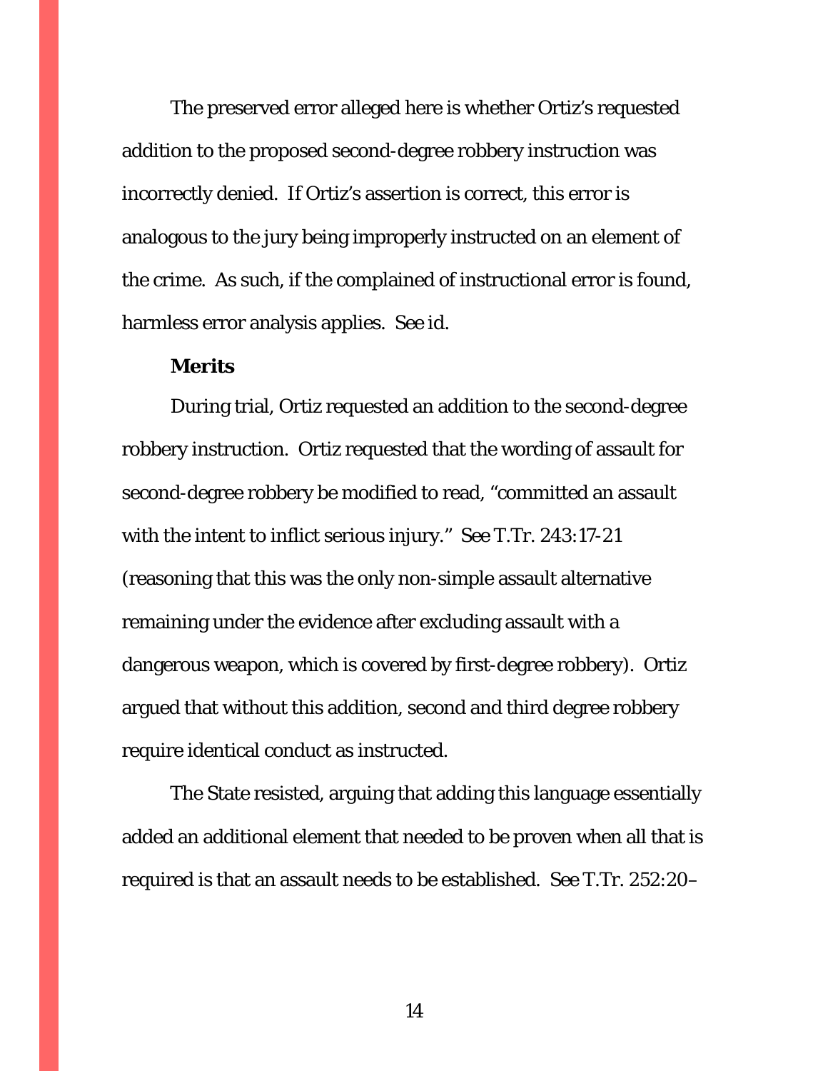The preserved error alleged here is whether Ortiz's requested addition to the proposed second-degree robbery instruction was incorrectly denied. If Ortiz's assertion is correct, this error is analogous to the jury being improperly instructed on an element of the crime. As such, if the complained of instructional error is found, harmless error analysis applies. *See id.*

**Merits**

During trial, Ortiz requested an addition to the second-degree robbery instruction. Ortiz requested that the wording of assault for second-degree robbery be modified to read, "committed an assault with the intent to inflict serious injury." *See* T.Tr. 243:17-21 (reasoning that this was the only non-simple assault alternative remaining under the evidence after excluding assault with a dangerous weapon, which is covered by first-degree robbery). Ortiz argued that without this addition, second and third degree robbery require identical conduct as instructed.

The State resisted, arguing that adding this language essentially added an additional element that needed to be proven when all that is required is that an assault needs to be established. *See* T.Tr. 252:20–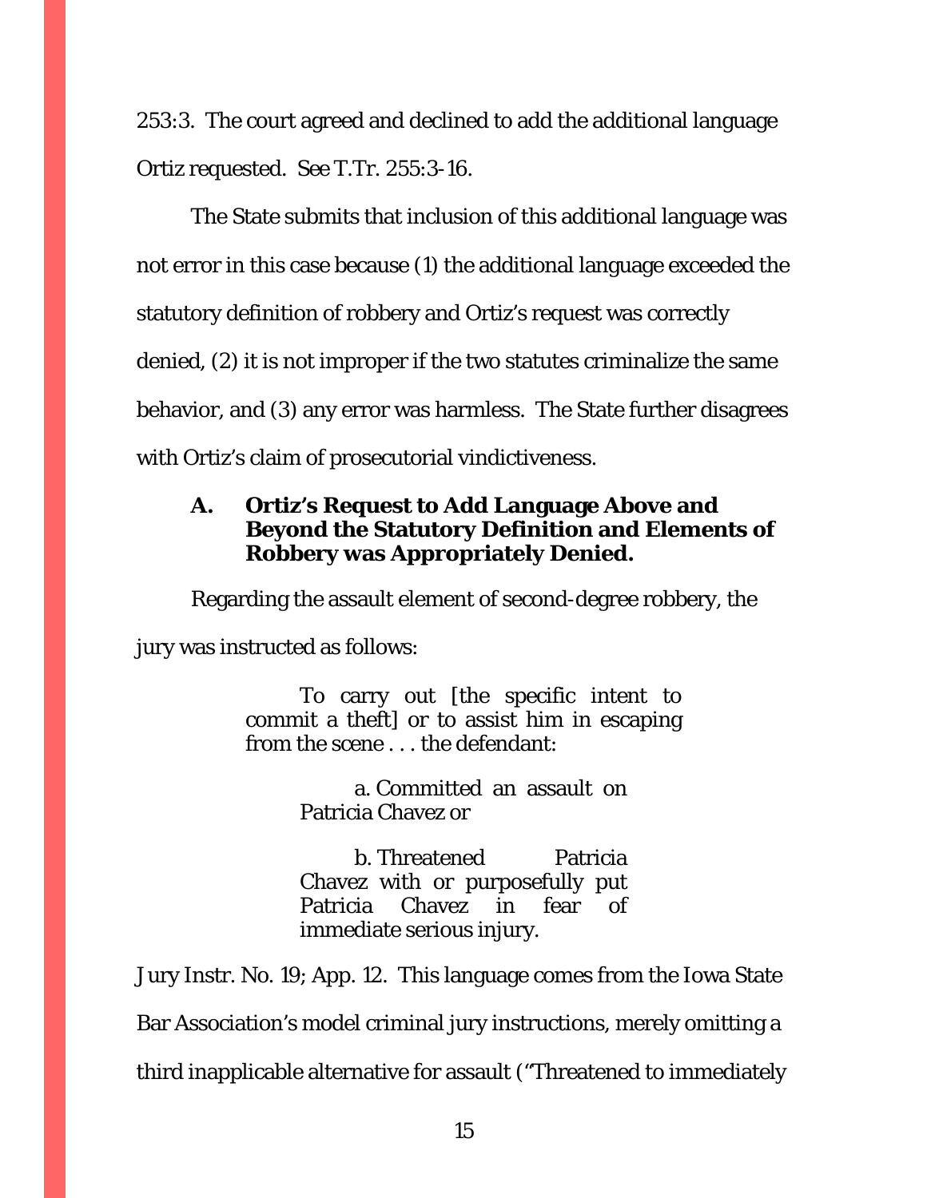253:3. The court agreed and declined to add the additional language Ortiz requested. *See* T.Tr. 255:3-16.

The State submits that inclusion of this additional language was not error in this case because (1) the additional language exceeded the statutory definition of robbery and Ortiz's request was correctly denied, (2) it is not improper if the two statutes criminalize the same behavior, and (3) any error was harmless. The State further disagrees with Ortiz's claim of prosecutorial vindictiveness.

### A. Ortiz's Request to Add Language Above and Beyond the Statutory Definition and Elements of Robbery was Appropriately Denied.

Regarding the assault element of second-degree robbery, the jury was instructed as follows:

> To carry out [the specific intent to commit a theft] or to assist him in escaping from the scene . . . the defendant:
>
> > a. Committed an assault on Patricia Chavez or
> >
> > b. Threatened Patricia Chavez with or purposefully put Patricia Chavez in fear of immediate serious injury.

Jury Instr. No. 19; App. 12. This language comes from the Iowa State Bar Association's model criminal jury instructions, merely omitting a third inapplicable alternative for assault ("Threatened to immediately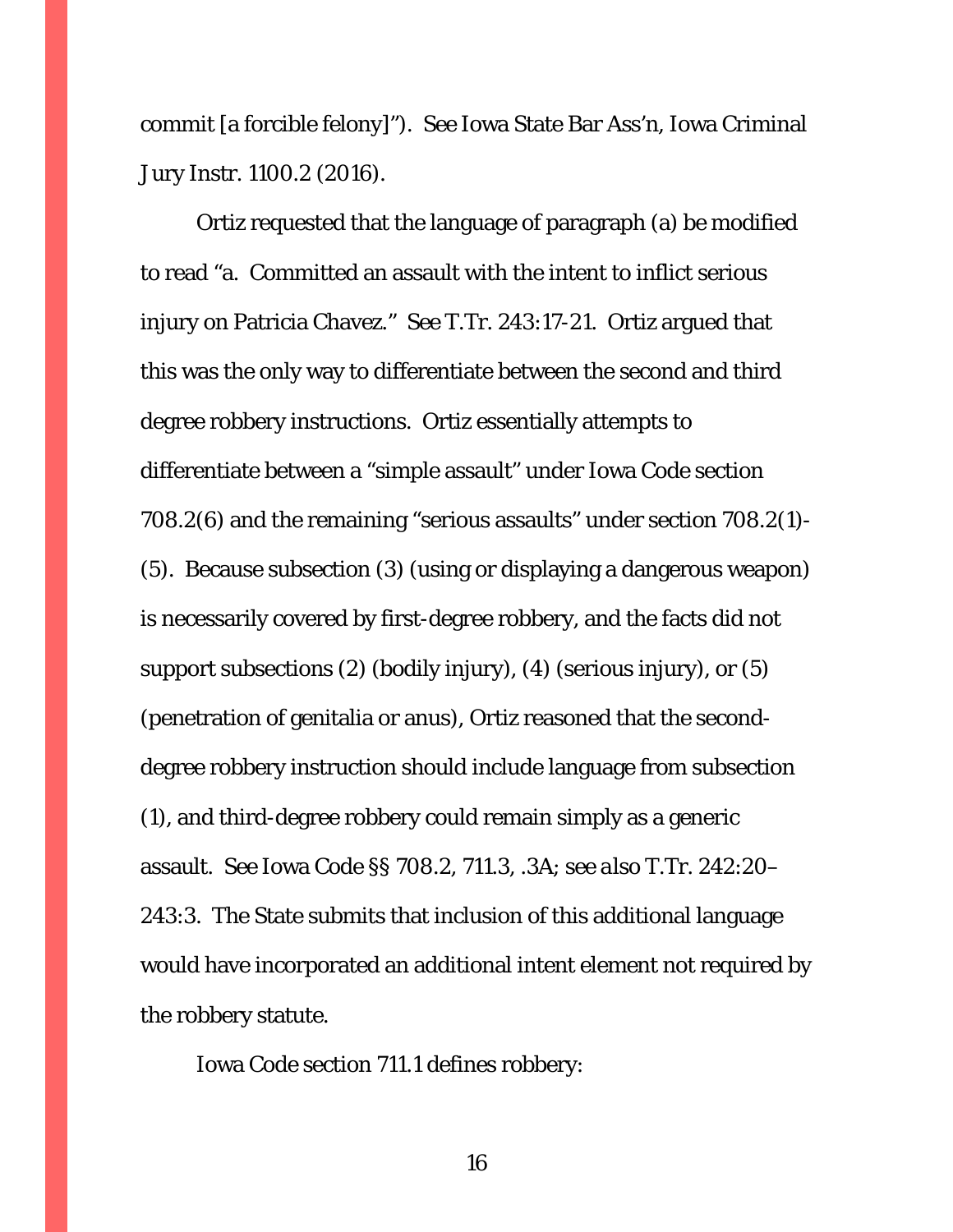commit [a forcible felony]"). *See* Iowa State Bar Ass'n, Iowa Criminal Jury Instr. 1100.2 (2016).

Ortiz requested that the language of paragraph (a) be modified to read "a. Committed an assault with the intent to inflict serious injury on Patricia Chavez." *See* T.Tr. 243:17-21. Ortiz argued that this was the only way to differentiate between the second and third degree robbery instructions. Ortiz essentially attempts to differentiate between a "simple assault" under Iowa Code section 708.2(6) and the remaining "serious assaults" under section 708.2(1)-(5). Because subsection (3) (using or displaying a dangerous weapon) is necessarily covered by first-degree robbery, and the facts did not support subsections (2) (bodily injury), (4) (serious injury), or (5) (penetration of genitalia or anus), Ortiz reasoned that the second-degree robbery instruction should include language from subsection (1), and third-degree robbery could remain simply as a generic assault. *See* Iowa Code §§ 708.2, 711.3, .3A; *see also* T.Tr. 242:20–243:3. The State submits that inclusion of this additional language would have incorporated an additional intent element not required by the robbery statute.

Iowa Code section 711.1 defines robbery: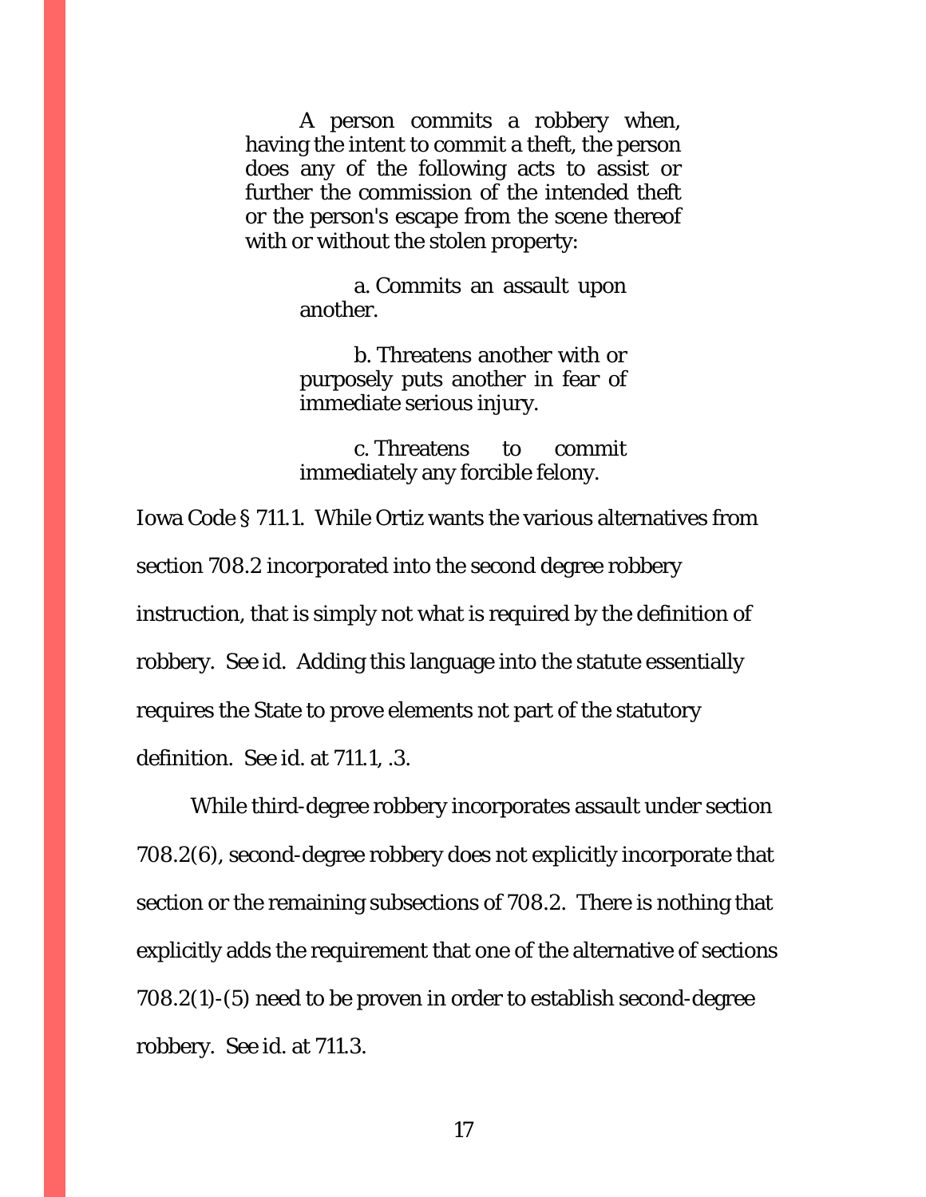> A person commits a robbery when, having the intent to commit a theft, the person does any of the following acts to assist or further the commission of the intended theft or the person's escape from the scene thereof with or without the stolen property:
>
> > a. Commits an assault upon another.
> >
> > b. Threatens another with or purposely puts another in fear of immediate serious injury.
> >
> > c. Threatens to commit immediately any forcible felony.

Iowa Code § 711.1. While Ortiz wants the various alternatives from section 708.2 incorporated into the second degree robbery instruction, that is simply not what is required by the definition of robbery. *See id.* Adding this language into the statute essentially requires the State to prove elements not part of the statutory definition. *See id.* at 711.1, .3.

While third-degree robbery incorporates assault under section 708.2(6), second-degree robbery does not explicitly incorporate that section or the remaining subsections of 708.2. There is nothing that explicitly adds the requirement that one of the alternative of sections 708.2(1)-(5) need to be proven in order to establish second-degree robbery. *See id.* at 711.3.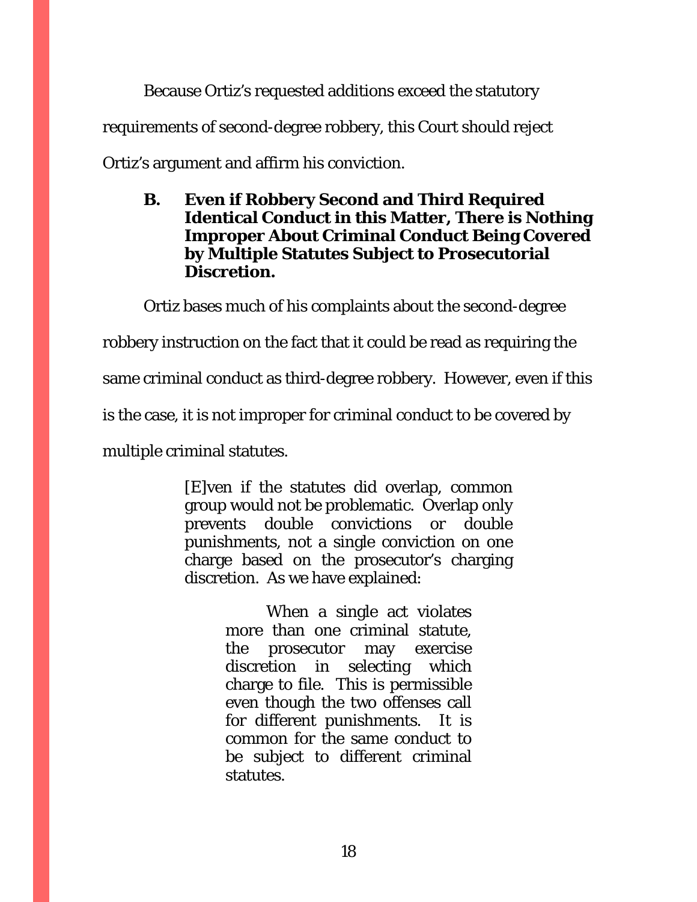Because Ortiz's requested additions exceed the statutory requirements of second-degree robbery, this Court should reject Ortiz's argument and affirm his conviction.

### B. Even if Robbery Second and Third Required Identical Conduct in this Matter, There is Nothing Improper About Criminal Conduct Being Covered by Multiple Statutes Subject to Prosecutorial Discretion.

Ortiz bases much of his complaints about the second-degree robbery instruction on the fact that it could be read as requiring the same criminal conduct as third-degree robbery. However, even if this is the case, it is not improper for criminal conduct to be covered by multiple criminal statutes.

> [E]ven if the statutes did overlap, common group would not be problematic. Overlap only prevents double convictions or double punishments, not a single conviction on one charge based on the prosecutor's charging discretion. As we have explained:
>
> > When a single act violates more than one criminal statute, the prosecutor may exercise discretion in selecting which charge to file. This is permissible even though the two offenses call for different punishments. It is common for the same conduct to be subject to different criminal statutes.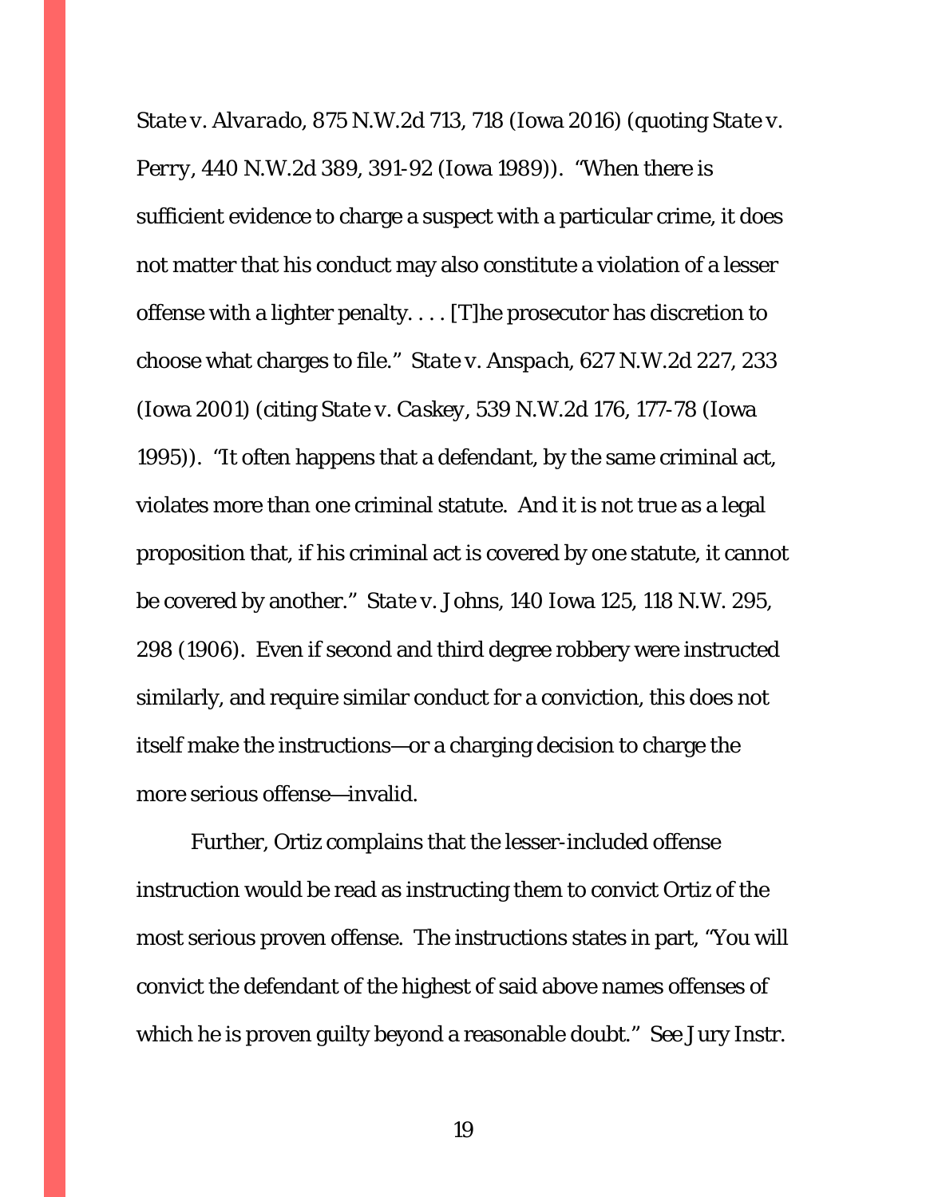*State v. Alvarado*, 875 N.W.2d 713, 718 (Iowa 2016) (quoting *State v. Perry*, 440 N.W.2d 389, 391-92 (Iowa 1989)). "When there is sufficient evidence to charge a suspect with a particular crime, it does not matter that his conduct may also constitute a violation of a lesser offense with a lighter penalty. . . . [T]he prosecutor has discretion to choose what charges to file." *State v. Anspach*, 627 N.W.2d 227, 233 (Iowa 2001) (citing *State v. Caskey*, 539 N.W.2d 176, 177-78 (Iowa 1995)). "It often happens that a defendant, by the same criminal act, violates more than one criminal statute. And it is not true as a legal proposition that, if his criminal act is covered by one statute, it cannot be covered by another." *State v. Johns*, 140 Iowa 125, 118 N.W. 295, 298 (1906). Even if second and third degree robbery were instructed similarly, and require similar conduct for a conviction, this does not itself make the instructions—or a charging decision to charge the more serious offense—invalid.

Further, Ortiz complains that the lesser-included offense instruction would be read as instructing them to convict Ortiz of the most serious proven offense. The instructions states in part, "You will convict the defendant of the highest of said above names offenses of which he is proven guilty beyond a reasonable doubt." See Jury Instr.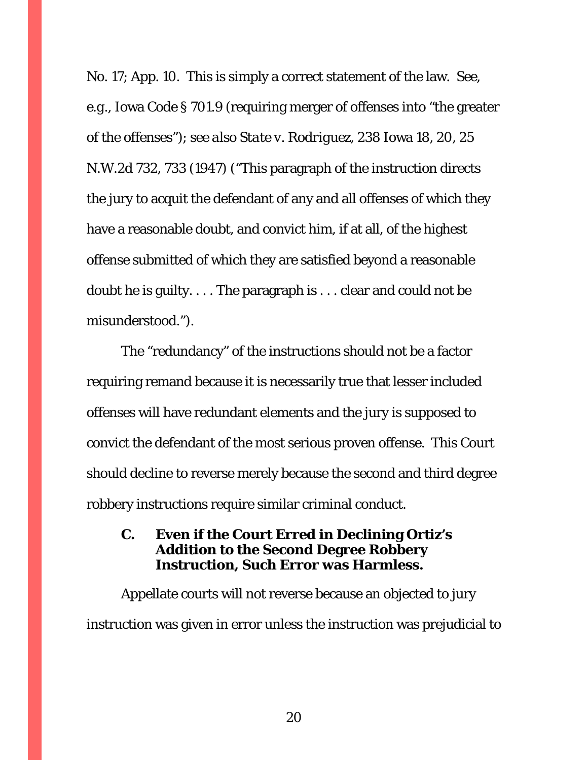No. 17; App. 10. This is simply a correct statement of the law. *See, e.g.*, Iowa Code § 701.9 (requiring merger of offenses into "the greater of the offenses"); *see also State v. Rodriguez*, 238 Iowa 18, 20, 25 N.W.2d 732, 733 (1947) ("This paragraph of the instruction directs the jury to acquit the defendant of any and all offenses of which they have a reasonable doubt, and convict him, if at all, of the highest offense submitted of which they are satisfied beyond a reasonable doubt he is guilty. . . . The paragraph is . . . clear and could not be misunderstood.").

The "redundancy" of the instructions should not be a factor requiring remand because it is necessarily true that lesser included offenses will have redundant elements and the jury is supposed to convict the defendant of the most serious proven offense. This Court should decline to reverse merely because the second and third degree robbery instructions require similar criminal conduct.

### C. Even if the Court Erred in Declining Ortiz's Addition to the Second Degree Robbery Instruction, Such Error was Harmless.

Appellate courts will not reverse because an objected to jury instruction was given in error unless the instruction was prejudicial to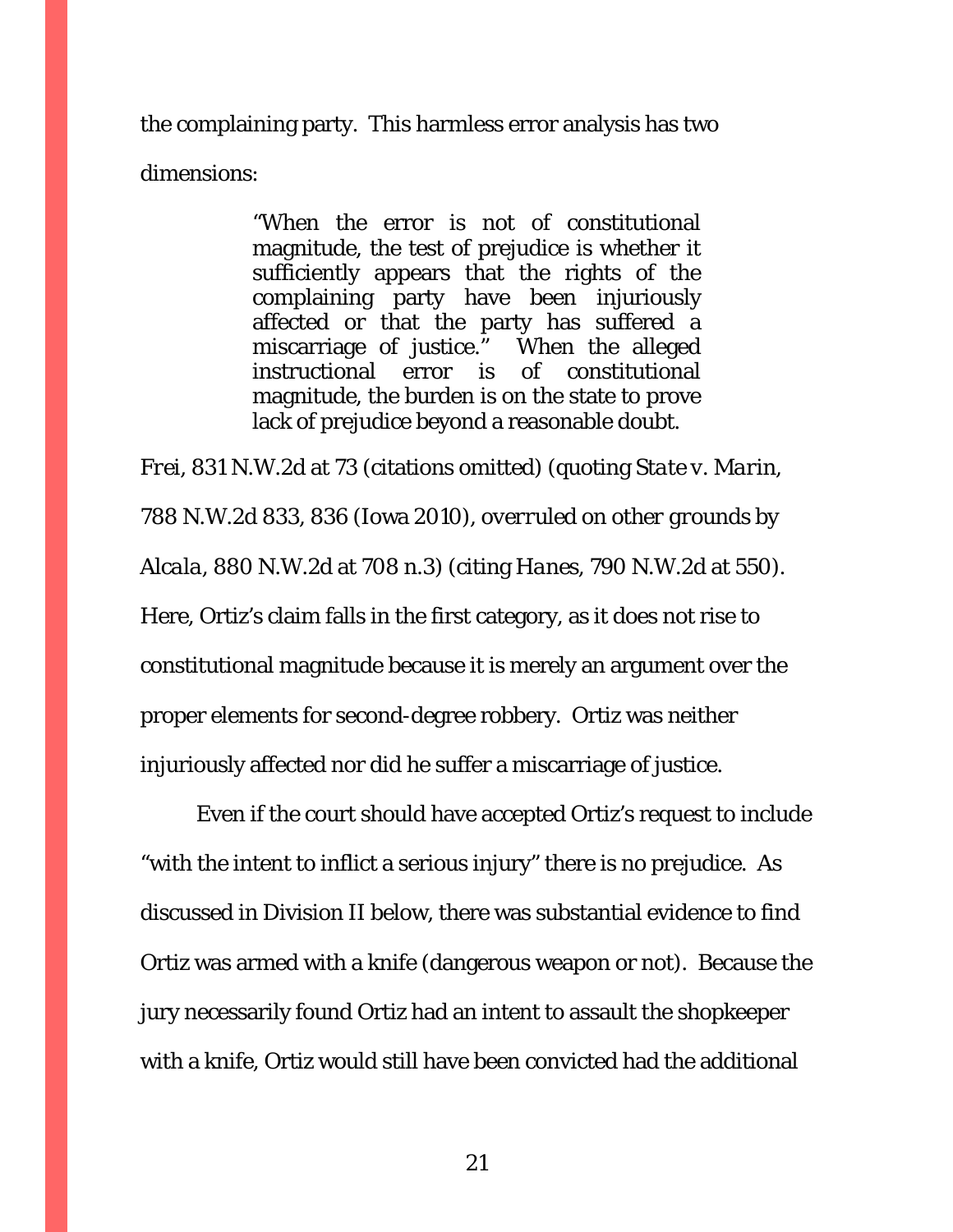the complaining party. This harmless error analysis has two dimensions:

> "When the error is not of constitutional magnitude, the test of prejudice is whether it sufficiently appears that the rights of the complaining party have been injuriously affected or that the party has suffered a miscarriage of justice." When the alleged instructional error is of constitutional magnitude, the burden is on the state to prove lack of prejudice beyond a reasonable doubt.

*Frei*, 831 N.W.2d at 73 (citations omitted) (quoting *State v. Marin*, 788 N.W.2d 833, 836 (Iowa 2010), *overruled on other grounds by Alcala*, 880 N.W.2d at 708 n.3) (citing *Hanes*, 790 N.W.2d at 550). Here, Ortiz's claim falls in the first category, as it does not rise to constitutional magnitude because it is merely an argument over the proper elements for second-degree robbery. Ortiz was neither injuriously affected nor did he suffer a miscarriage of justice.

Even if the court should have accepted Ortiz's request to include "with the intent to inflict a serious injury" there is no prejudice. As discussed in Division II below, there was substantial evidence to find Ortiz was armed with a knife (dangerous weapon or not). Because the jury necessarily found Ortiz had an intent to assault the shopkeeper with a knife, Ortiz would still have been convicted had the additional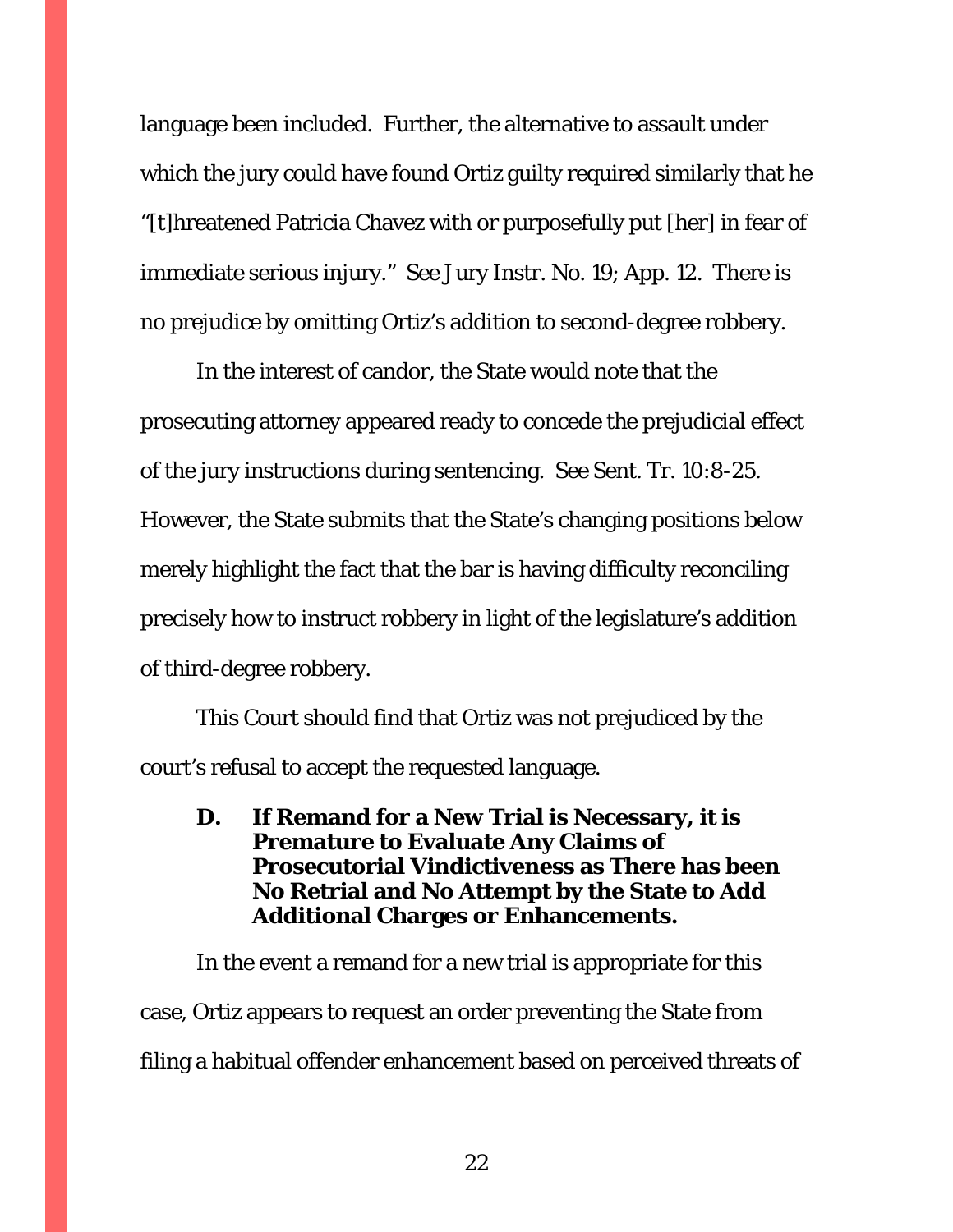language been included. Further, the alternative to assault under which the jury could have found Ortiz guilty required similarly that he "[t]hreatened Patricia Chavez with or purposefully put [her] in fear of immediate serious injury." *See* Jury Instr. No. 19; App. 12. There is no prejudice by omitting Ortiz's addition to second-degree robbery.

In the interest of candor, the State would note that the prosecuting attorney appeared ready to concede the prejudicial effect of the jury instructions during sentencing. *See* Sent. Tr. 10:8-25. However, the State submits that the State's changing positions below merely highlight the fact that the bar is having difficulty reconciling precisely how to instruct robbery in light of the legislature's addition of third-degree robbery.

This Court should find that Ortiz was not prejudiced by the court's refusal to accept the requested language.

### D. If Remand for a New Trial is Necessary, it is Premature to Evaluate Any Claims of Prosecutorial Vindictiveness as There has been No Retrial and No Attempt by the State to Add Additional Charges or Enhancements.

In the event a remand for a new trial is appropriate for this case, Ortiz appears to request an order preventing the State from filing a habitual offender enhancement based on perceived threats of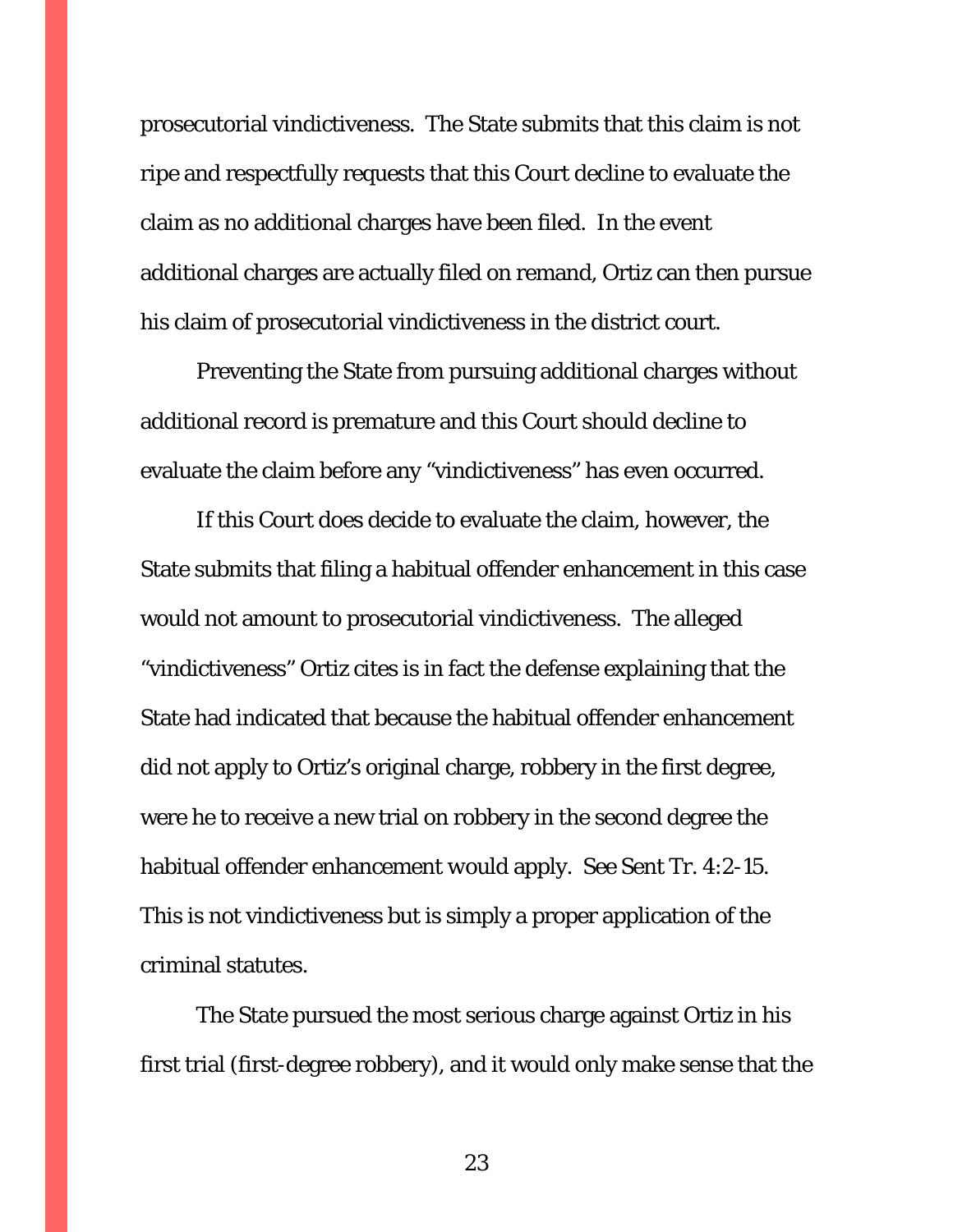prosecutorial vindictiveness. The State submits that this claim is not ripe and respectfully requests that this Court decline to evaluate the claim as no additional charges have been filed. In the event additional charges are actually filed on remand, Ortiz can then pursue his claim of prosecutorial vindictiveness in the district court.

Preventing the State from pursuing additional charges without additional record is premature and this Court should decline to evaluate the claim before any "vindictiveness" has even occurred.

If this Court does decide to evaluate the claim, however, the State submits that filing a habitual offender enhancement in this case would not amount to prosecutorial vindictiveness. The alleged "vindictiveness" Ortiz cites is in fact the defense explaining that the State had indicated that because the habitual offender enhancement did not apply to Ortiz's original charge, robbery in the first degree, were he to receive a new trial on robbery in the second degree the habitual offender enhancement would apply. See Sent Tr. 4:2-15. This is not vindictiveness but is simply a proper application of the criminal statutes.

The State pursued the most serious charge against Ortiz in his first trial (first-degree robbery), and it would only make sense that the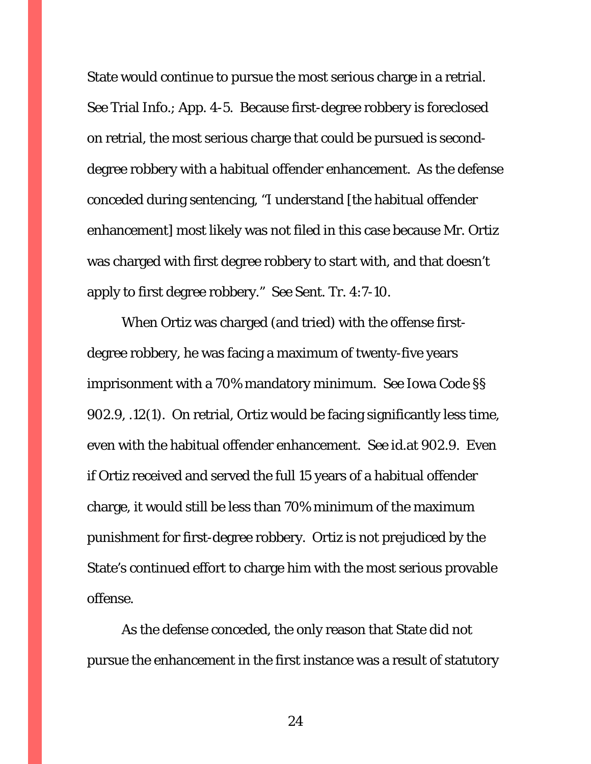State would continue to pursue the most serious charge in a retrial. See Trial Info.; App. 4-5. Because first-degree robbery is foreclosed on retrial, the most serious charge that could be pursued is second-degree robbery with a habitual offender enhancement. As the defense conceded during sentencing, "I understand [the habitual offender enhancement] most likely was not filed in this case because Mr. Ortiz was charged with first degree robbery to start with, and that doesn't apply to first degree robbery." See Sent. Tr. 4:7-10.

When Ortiz was charged (and tried) with the offense first-degree robbery, he was facing a maximum of twenty-five years imprisonment with a 70% mandatory minimum. See Iowa Code §§ 902.9, .12(1). On retrial, Ortiz would be facing significantly less time, even with the habitual offender enhancement. See id.at 902.9. Even if Ortiz received and served the full 15 years of a habitual offender charge, it would still be less than 70% minimum of the maximum punishment for first-degree robbery. Ortiz is not prejudiced by the State's continued effort to charge him with the most serious provable offense.

As the defense conceded, the only reason that State did not pursue the enhancement in the first instance was a result of statutory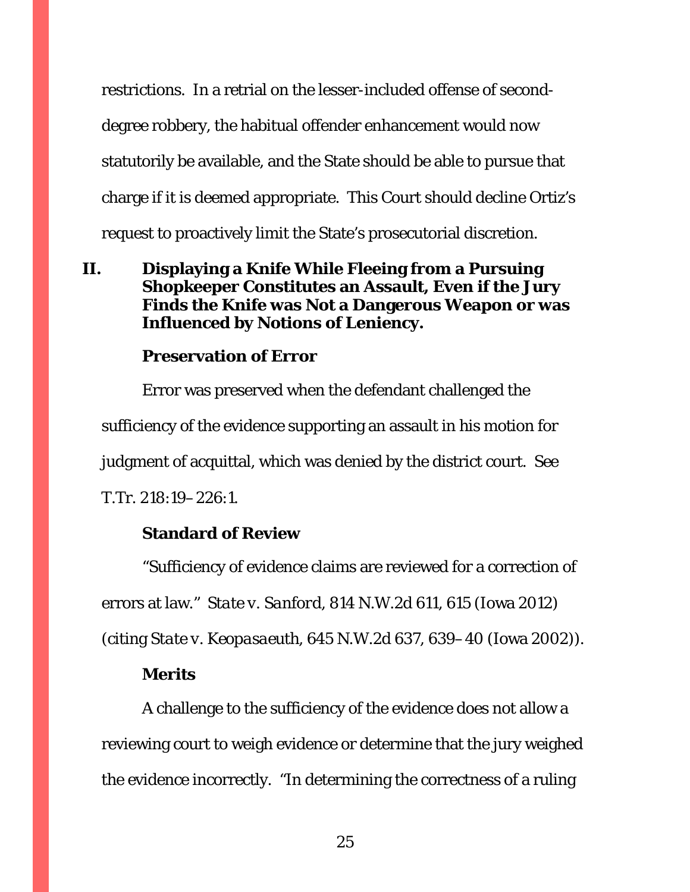restrictions. In a retrial on the lesser-included offense of second-degree robbery, the habitual offender enhancement would now statutorily be available, and the State should be able to pursue that charge if it is deemed appropriate. This Court should decline Ortiz's request to proactively limit the State's prosecutorial discretion.

## II. Displaying a Knife While Fleeing from a Pursuing Shopkeeper Constitutes an Assault, Even if the Jury Finds the Knife was Not a Dangerous Weapon or was Influenced by Notions of Leniency.

### Preservation of Error

Error was preserved when the defendant challenged the sufficiency of the evidence supporting an assault in his motion for judgment of acquittal, which was denied by the district court. See T.Tr. 218:19–226:1.

### Standard of Review

"Sufficiency of evidence claims are reviewed for a correction of errors at law." *State v. Sanford*, 814 N.W.2d 611, 615 (Iowa 2012) (citing *State v. Keopasaeuth*, 645 N.W.2d 637, 639–40 (Iowa 2002)).

### Merits

A challenge to the sufficiency of the evidence does not allow a reviewing court to weigh evidence or determine that the jury weighed the evidence incorrectly. "In determining the correctness of a ruling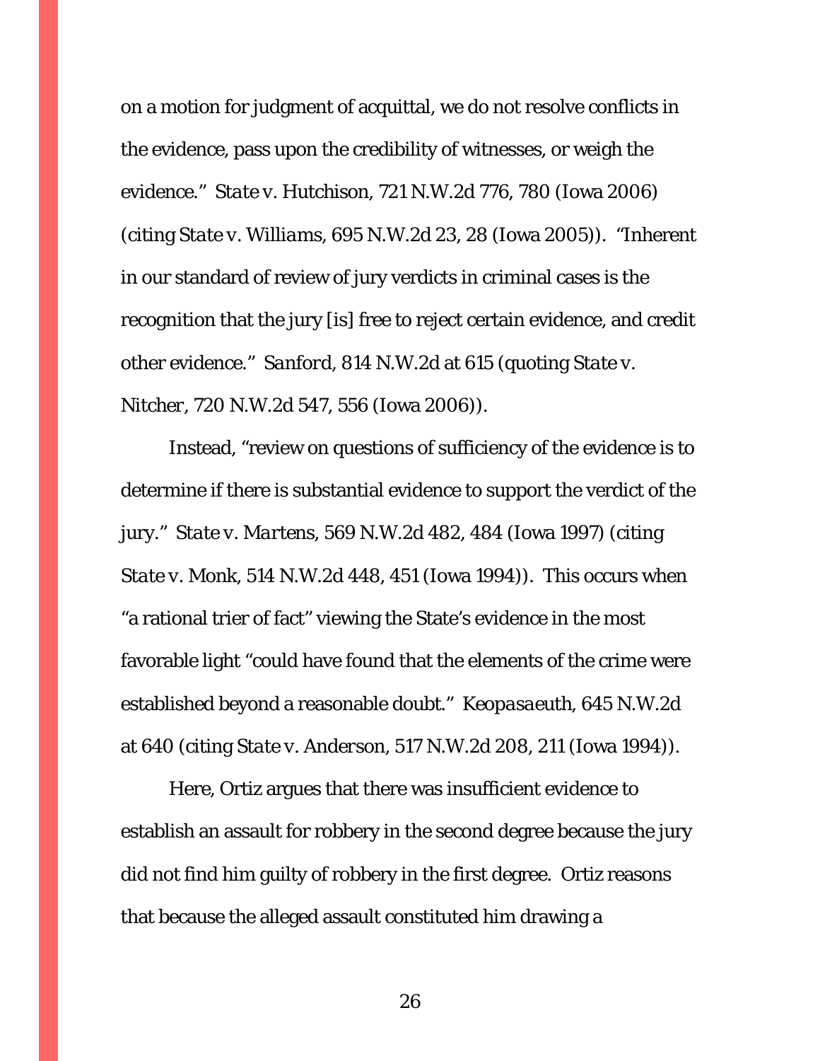on a motion for judgment of acquittal, we do not resolve conflicts in the evidence, pass upon the credibility of witnesses, or weigh the evidence." *State v. Hutchison*, 721 N.W.2d 776, 780 (Iowa 2006) (citing *State v. Williams*, 695 N.W.2d 23, 28 (Iowa 2005)). "Inherent in our standard of review of jury verdicts in criminal cases is the recognition that the jury [is] free to reject certain evidence, and credit other evidence." *Sanford*, 814 N.W.2d at 615 (quoting *State v. Nitcher*, 720 N.W.2d 547, 556 (Iowa 2006)).

Instead, "review on questions of sufficiency of the evidence is to determine if there is substantial evidence to support the verdict of the jury." *State v. Martens*, 569 N.W.2d 482, 484 (Iowa 1997) (citing *State v. Monk*, 514 N.W.2d 448, 451 (Iowa 1994)). This occurs when "a rational trier of fact" viewing the State's evidence in the most favorable light "could have found that the elements of the crime were established beyond a reasonable doubt." *Keopasaeuth*, 645 N.W.2d at 640 (citing *State v. Anderson*, 517 N.W.2d 208, 211 (Iowa 1994)).

Here, Ortiz argues that there was insufficient evidence to establish an assault for robbery in the second degree because the jury did not find him guilty of robbery in the first degree. Ortiz reasons that because the alleged assault constituted him drawing a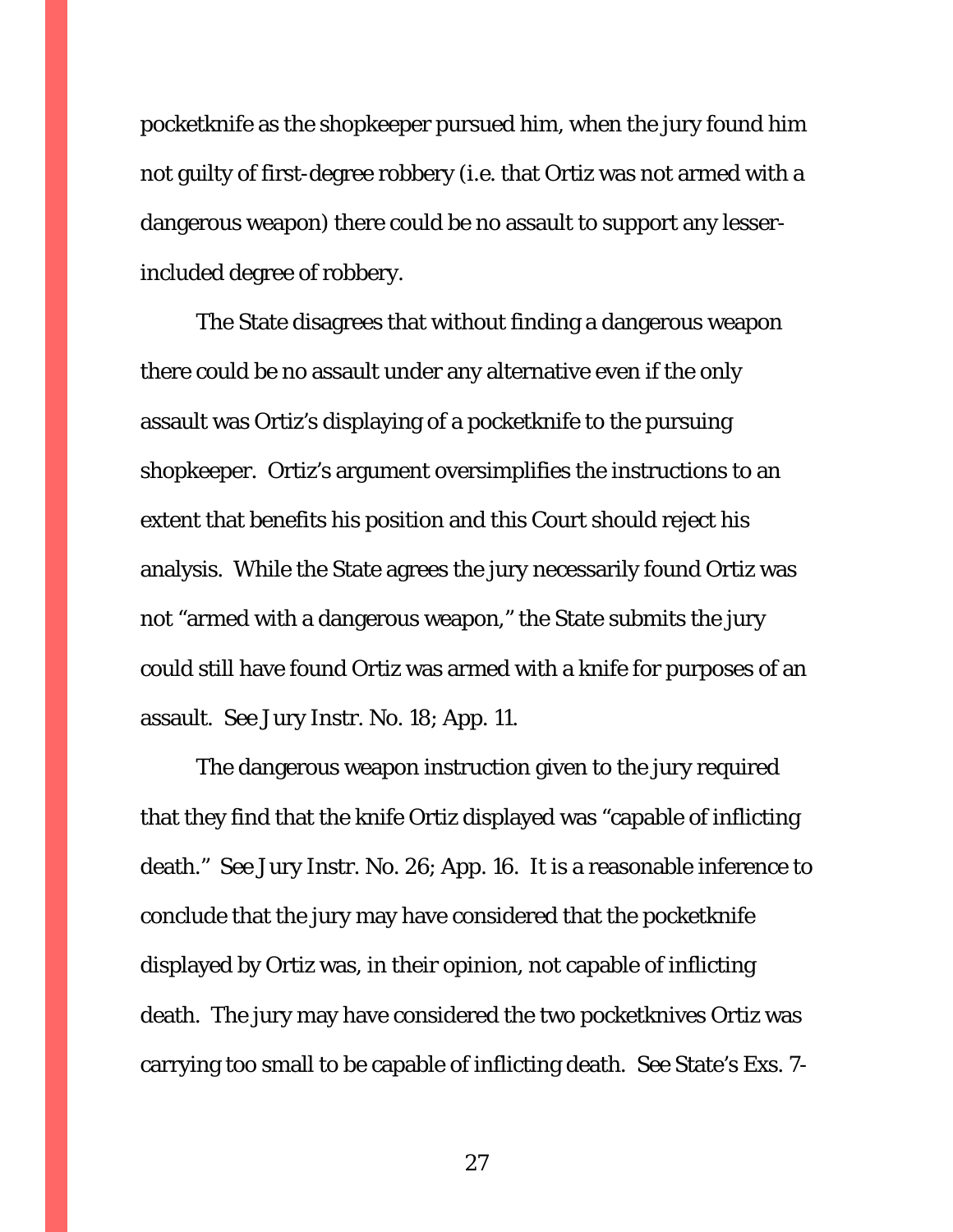pocketknife as the shopkeeper pursued him, when the jury found him not guilty of first-degree robbery (i.e. that Ortiz was not armed with a dangerous weapon) there could be no assault to support any lesser-included degree of robbery.

The State disagrees that without finding a dangerous weapon there could be no assault under any alternative even if the only assault was Ortiz's displaying of a pocketknife to the pursuing shopkeeper. Ortiz's argument oversimplifies the instructions to an extent that benefits his position and this Court should reject his analysis. While the State agrees the jury necessarily found Ortiz was not "armed with a dangerous weapon," the State submits the jury could still have found Ortiz was armed with a knife for purposes of an assault. See Jury Instr. No. 18; App. 11.

The dangerous weapon instruction given to the jury required that they find that the knife Ortiz displayed was "capable of inflicting death." See Jury Instr. No. 26; App. 16. It is a reasonable inference to conclude that the jury may have considered that the pocketknife displayed by Ortiz was, in their opinion, not capable of inflicting death. The jury may have considered the two pocketknives Ortiz was carrying too small to be capable of inflicting death. See State's Exs. 7-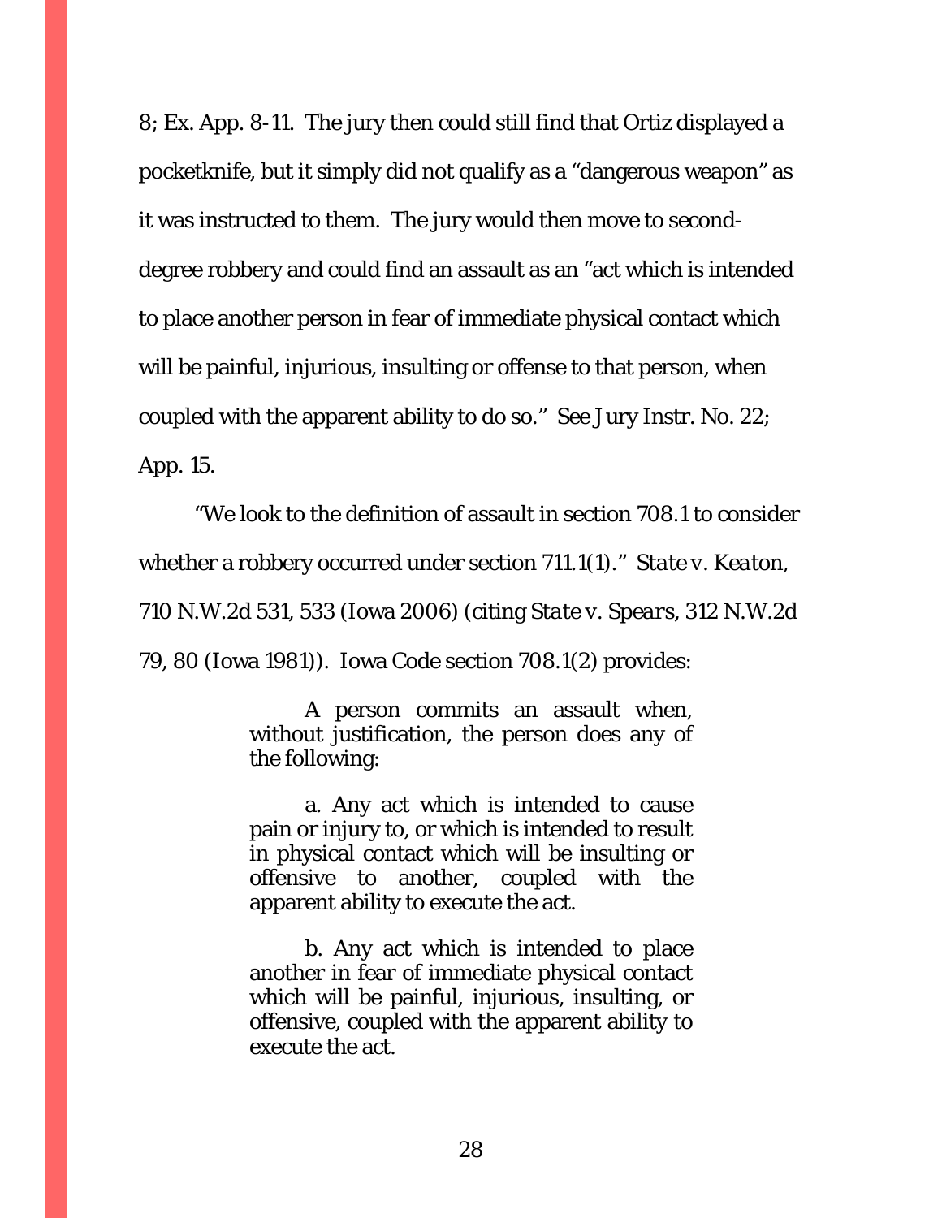8; Ex. App. 8-11. The jury then could still find that Ortiz displayed a pocketknife, but it simply did not qualify as a "dangerous weapon" as it was instructed to them. The jury would then move to second-degree robbery and could find an assault as an "act which is intended to place another person in fear of immediate physical contact which will be painful, injurious, insulting or offense to that person, when coupled with the apparent ability to do so." See Jury Instr. No. 22; App. 15.

"We look to the definition of assault in section 708.1 to consider whether a robbery occurred under section 711.1(1)." *State v. Keaton*, 710 N.W.2d 531, 533 (Iowa 2006) (citing *State v. Spears*, 312 N.W.2d 79, 80 (Iowa 1981)). Iowa Code section 708.1(2) provides:

> A person commits an assault when, without justification, the person does any of the following:
>
> a. Any act which is intended to cause pain or injury to, or which is intended to result in physical contact which will be insulting or offensive to another, coupled with the apparent ability to execute the act.
>
> b. Any act which is intended to place another in fear of immediate physical contact which will be painful, injurious, insulting, or offensive, coupled with the apparent ability to execute the act.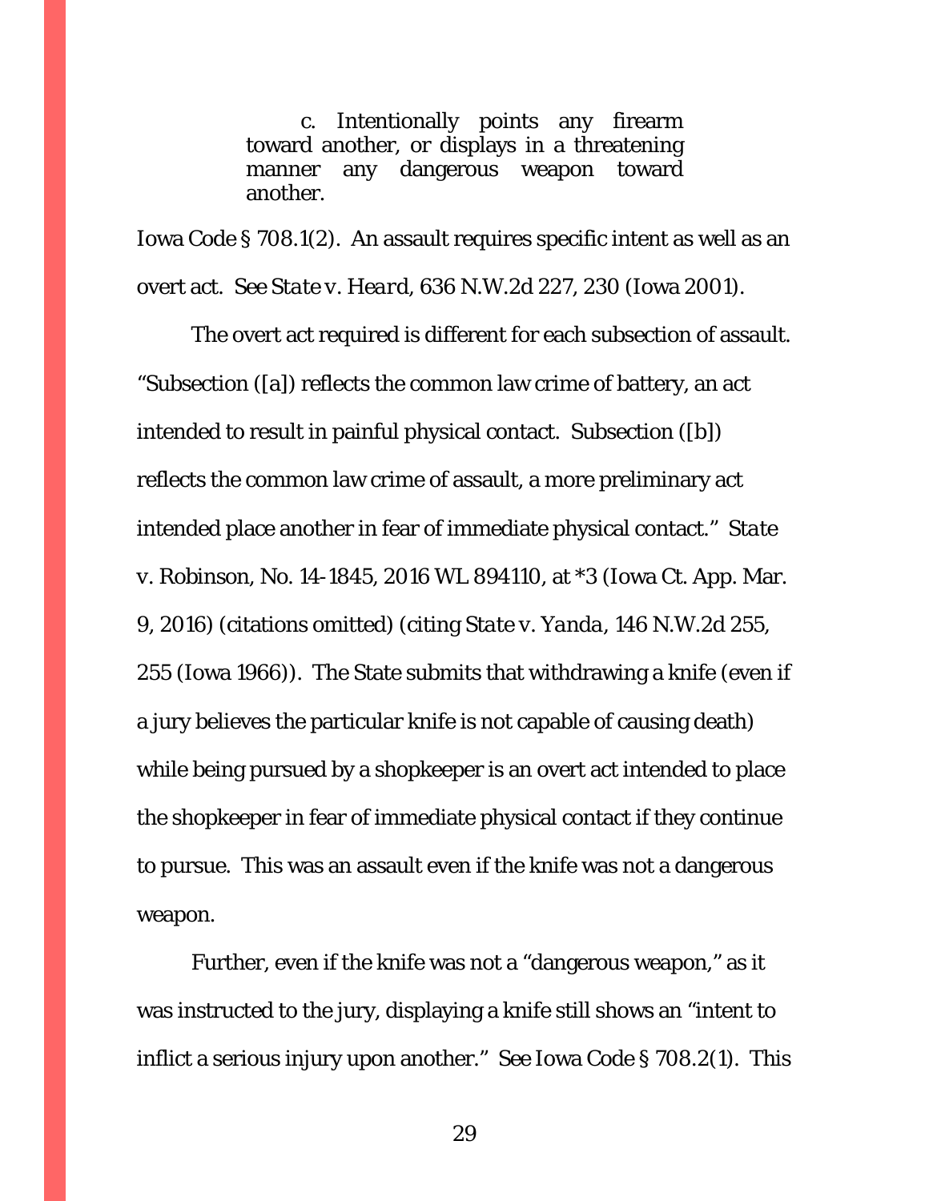> c. Intentionally points any firearm toward another, or displays in a threatening manner any dangerous weapon toward another.

Iowa Code § 708.1(2). An assault requires specific intent as well as an overt act. *See State v. Heard*, 636 N.W.2d 227, 230 (Iowa 2001).

The overt act required is different for each subsection of assault. "Subsection ([a]) reflects the common law crime of battery, an act intended to result in painful physical contact. Subsection ([b]) reflects the common law crime of assault, a more preliminary act intended place another in fear of immediate physical contact." *State v. Robinson*, No. 14-1845, 2016 WL 894110, at *3 (Iowa Ct. App. Mar. 9, 2016) (citations omitted) (citing *State v. Yanda*, 146 N.W.2d 255, 255 (Iowa 1966)). The State submits that withdrawing a knife (even if a jury believes the particular knife is not capable of causing death) while being pursued by a shopkeeper is an overt act intended to place the shopkeeper in fear of immediate physical contact if they continue to pursue. This was an assault even if the knife was not a dangerous weapon.

Further, even if the knife was not a "dangerous weapon," as it was instructed to the jury, displaying a knife still shows an "intent to inflict a serious injury upon another." *See* Iowa Code § 708.2(1). This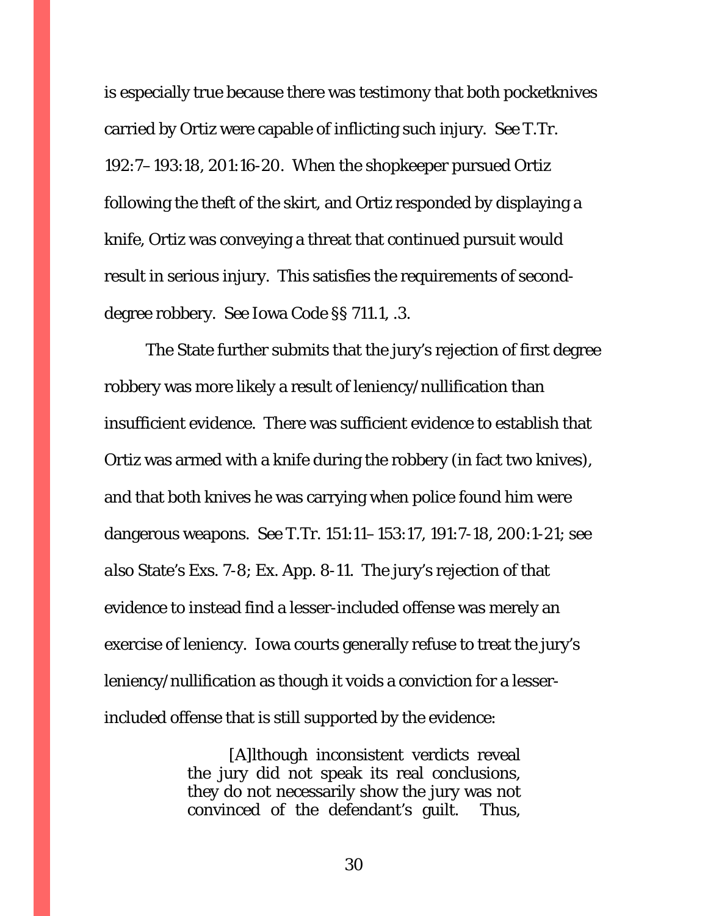is especially true because there was testimony that both pocketknives carried by Ortiz were capable of inflicting such injury. See T.Tr. 192:7–193:18, 201:16-20. When the shopkeeper pursued Ortiz following the theft of the skirt, and Ortiz responded by displaying a knife, Ortiz was conveying a threat that continued pursuit would result in serious injury. This satisfies the requirements of second-degree robbery. See Iowa Code §§ 711.1, .3.

The State further submits that the jury's rejection of first degree robbery was more likely a result of leniency/nullification than insufficient evidence. There was sufficient evidence to establish that Ortiz was armed with a knife during the robbery (in fact two knives), and that both knives he was carrying when police found him were dangerous weapons. See T.Tr. 151:11–153:17, 191:7-18, 200:1-21; see also State's Exs. 7-8; Ex. App. 8-11. The jury's rejection of that evidence to instead find a lesser-included offense was merely an exercise of leniency. Iowa courts generally refuse to treat the jury's leniency/nullification as though it voids a conviction for a lesser-included offense that is still supported by the evidence:

> [A]lthough inconsistent verdicts reveal the jury did not speak its real conclusions, they do not necessarily show the jury was not convinced of the defendant's guilt. Thus,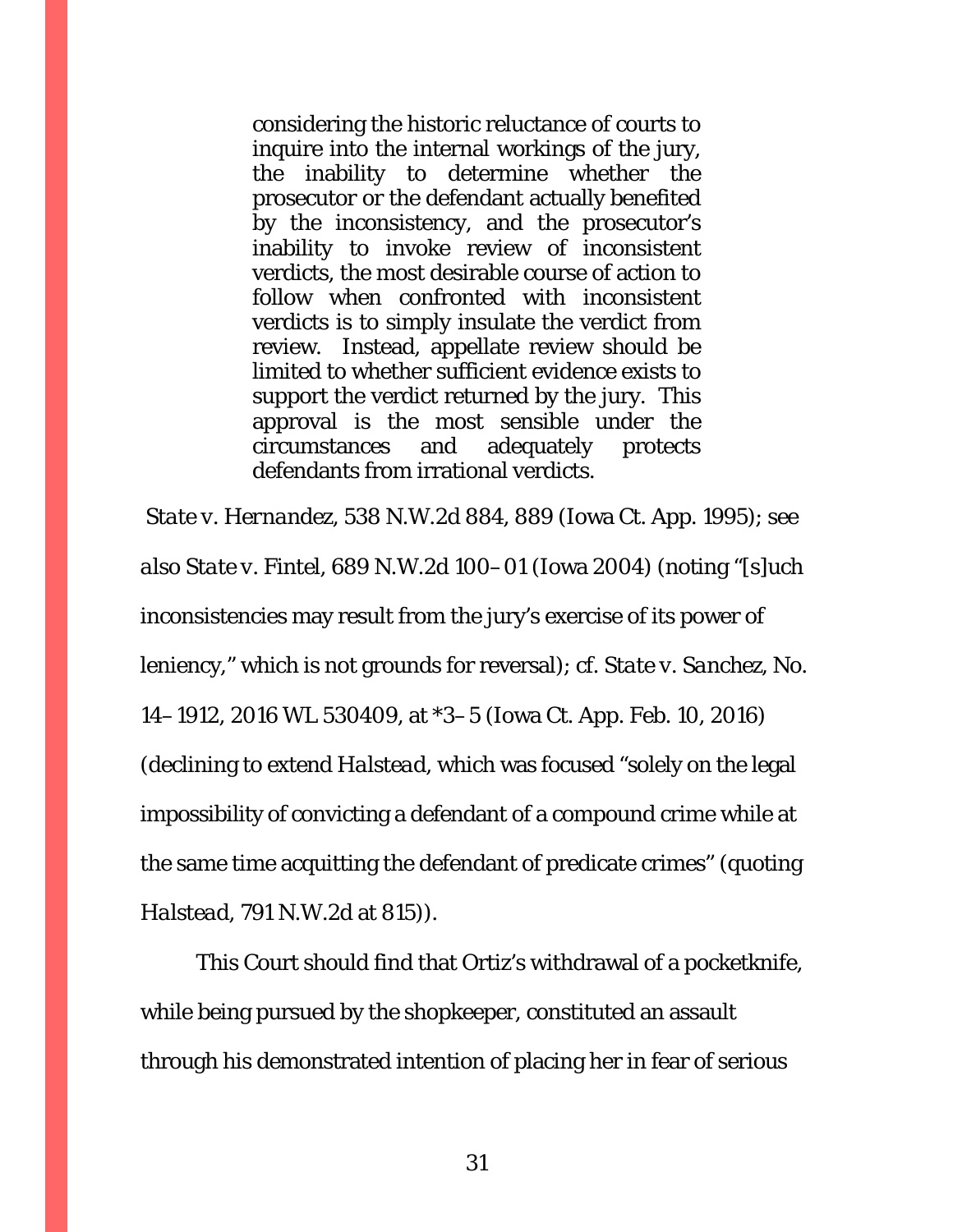> considering the historic reluctance of courts to inquire into the internal workings of the jury, the inability to determine whether the prosecutor or the defendant actually benefited by the inconsistency, and the prosecutor's inability to invoke review of inconsistent verdicts, the most desirable course of action to follow when confronted with inconsistent verdicts is to simply insulate the verdict from review. Instead, appellate review should be limited to whether sufficient evidence exists to support the verdict returned by the jury. This approval is the most sensible under the circumstances and adequately protects defendants from irrational verdicts.

*State v. Hernandez*, 538 N.W.2d 884, 889 (Iowa Ct. App. 1995); *see also State v. Fintel*, 689 N.W.2d 100–01 (Iowa 2004) (noting "[s]uch inconsistencies may result from the jury's exercise of its power of leniency," which is not grounds for reversal); *cf. State v. Sanchez*, No. 14–1912, 2016 WL 530409, at *3–5 (Iowa Ct. App. Feb. 10, 2016) (declining to extend *Halstead*, which was focused "solely on the legal impossibility of convicting a defendant of a compound crime while at the same time acquitting the defendant of predicate crimes" (quoting *Halstead*, 791 N.W.2d at 815)).

This Court should find that Ortiz's withdrawal of a pocketknife, while being pursued by the shopkeeper, constituted an assault through his demonstrated intention of placing her in fear of serious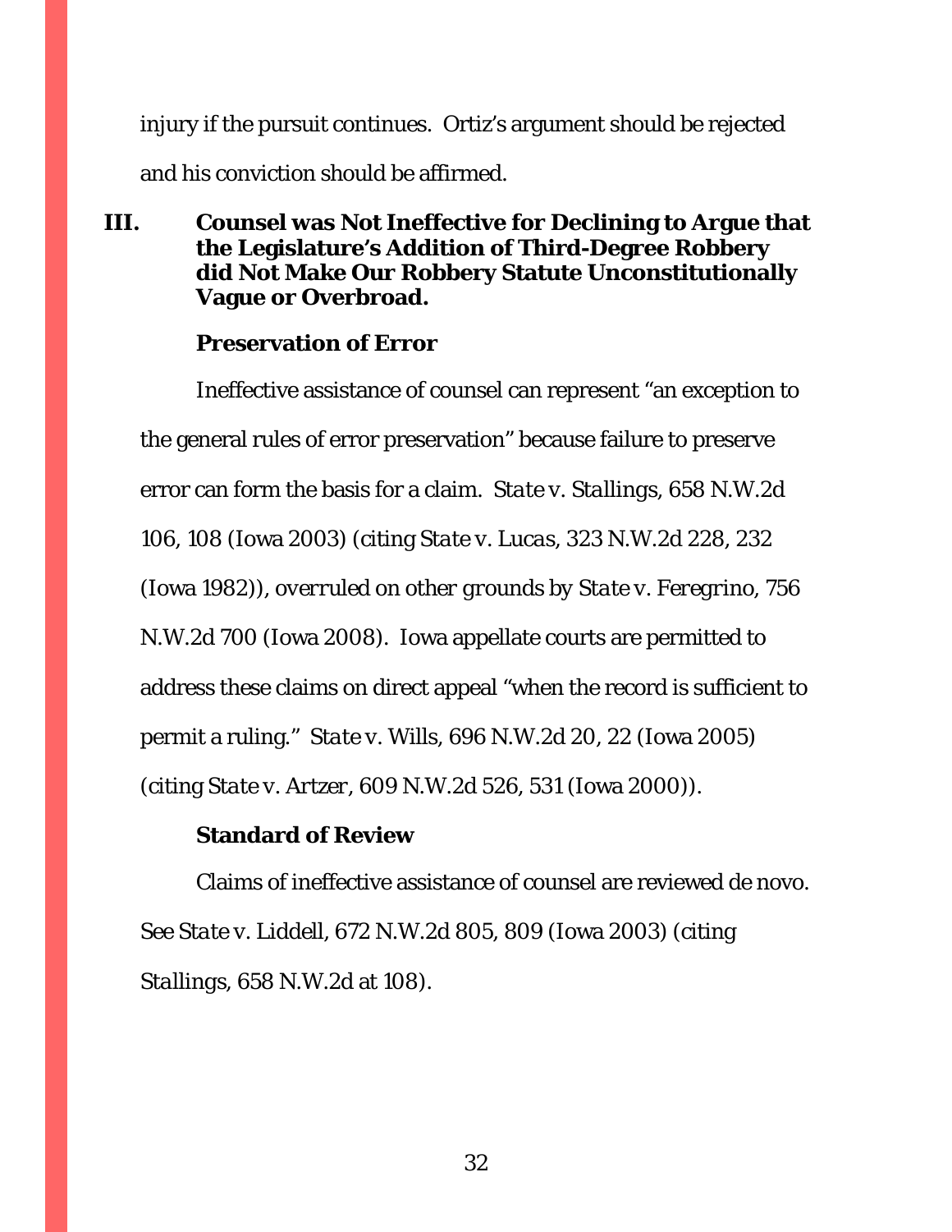injury if the pursuit continues. Ortiz's argument should be rejected and his conviction should be affirmed.

## III. Counsel was Not Ineffective for Declining to Argue that the Legislature's Addition of Third-Degree Robbery did Not Make Our Robbery Statute Unconstitutionally Vague or Overbroad.

### Preservation of Error

Ineffective assistance of counsel can represent "an exception to the general rules of error preservation" because failure to preserve error can form the basis for a claim. *State v. Stallings*, 658 N.W.2d 106, 108 (Iowa 2003) (citing *State v. Lucas*, 323 N.W.2d 228, 232 (Iowa 1982)), *overruled on other grounds by State v. Feregrino*, 756 N.W.2d 700 (Iowa 2008). Iowa appellate courts are permitted to address these claims on direct appeal "when the record is sufficient to permit a ruling." *State v. Wills*, 696 N.W.2d 20, 22 (Iowa 2005) (citing *State v. Artzer*, 609 N.W.2d 526, 531 (Iowa 2000)).

### Standard of Review

Claims of ineffective assistance of counsel are reviewed de novo. *See State v. Liddell*, 672 N.W.2d 805, 809 (Iowa 2003) (citing *Stallings*, 658 N.W.2d at 108).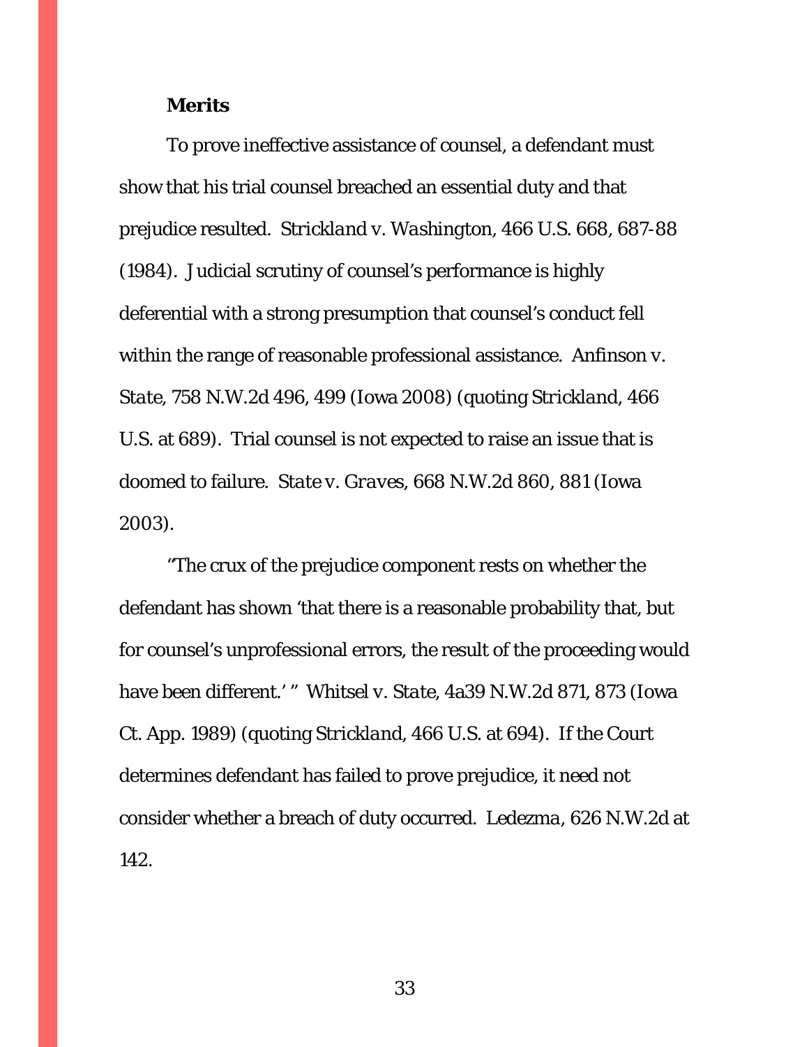**Merits**

To prove ineffective assistance of counsel, a defendant must show that his trial counsel breached an essential duty and that prejudice resulted. *Strickland v. Washington*, 466 U.S. 668, 687-88 (1984). Judicial scrutiny of counsel's performance is highly deferential with a strong presumption that counsel's conduct fell within the range of reasonable professional assistance. *Anfinson v. State*, 758 N.W.2d 496, 499 (Iowa 2008) (quoting *Strickland*, 466 U.S. at 689). Trial counsel is not expected to raise an issue that is doomed to failure. *State v. Graves*, 668 N.W.2d 860, 881 (Iowa 2003).

"The crux of the prejudice component rests on whether the defendant has shown 'that there is a reasonable probability that, but for counsel's unprofessional errors, the result of the proceeding would have been different.' " *Whitsel v. State*, 4a39 N.W.2d 871, 873 (Iowa Ct. App. 1989) (quoting *Strickland*, 466 U.S. at 694). If the Court determines defendant has failed to prove prejudice, it need not consider whether a breach of duty occurred. *Ledezma*, 626 N.W.2d at 142.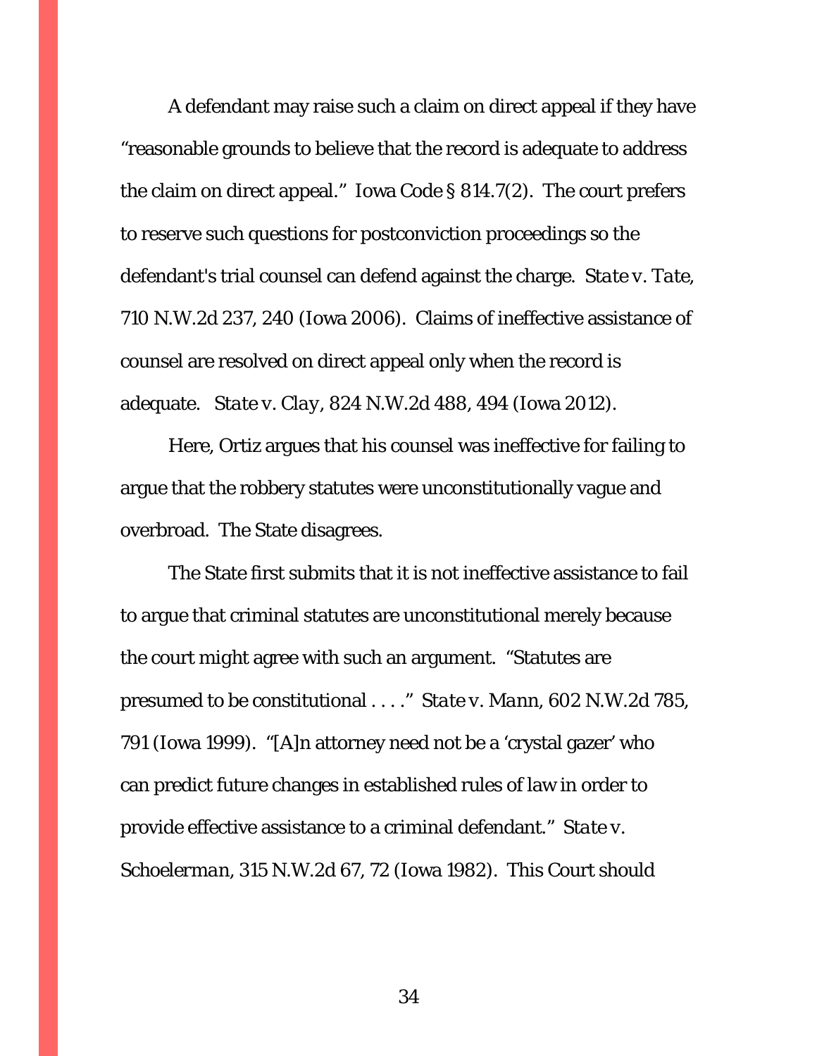A defendant may raise such a claim on direct appeal if they have "reasonable grounds to believe that the record is adequate to address the claim on direct appeal." Iowa Code § 814.7(2). The court prefers to reserve such questions for postconviction proceedings so the defendant's trial counsel can defend against the charge. *State v. Tate*, 710 N.W.2d 237, 240 (Iowa 2006). Claims of ineffective assistance of counsel are resolved on direct appeal only when the record is adequate. *State v. Clay*, 824 N.W.2d 488, 494 (Iowa 2012).

Here, Ortiz argues that his counsel was ineffective for failing to argue that the robbery statutes were unconstitutionally vague and overbroad. The State disagrees.

The State first submits that it is not ineffective assistance to fail to argue that criminal statutes are unconstitutional merely because the court might agree with such an argument. "Statutes are presumed to be constitutional . . . ." *State v. Mann*, 602 N.W.2d 785, 791 (Iowa 1999). "[A]n attorney need not be a 'crystal gazer' who can predict future changes in established rules of law in order to provide effective assistance to a criminal defendant." *State v. Schoelerman*, 315 N.W.2d 67, 72 (Iowa 1982). This Court should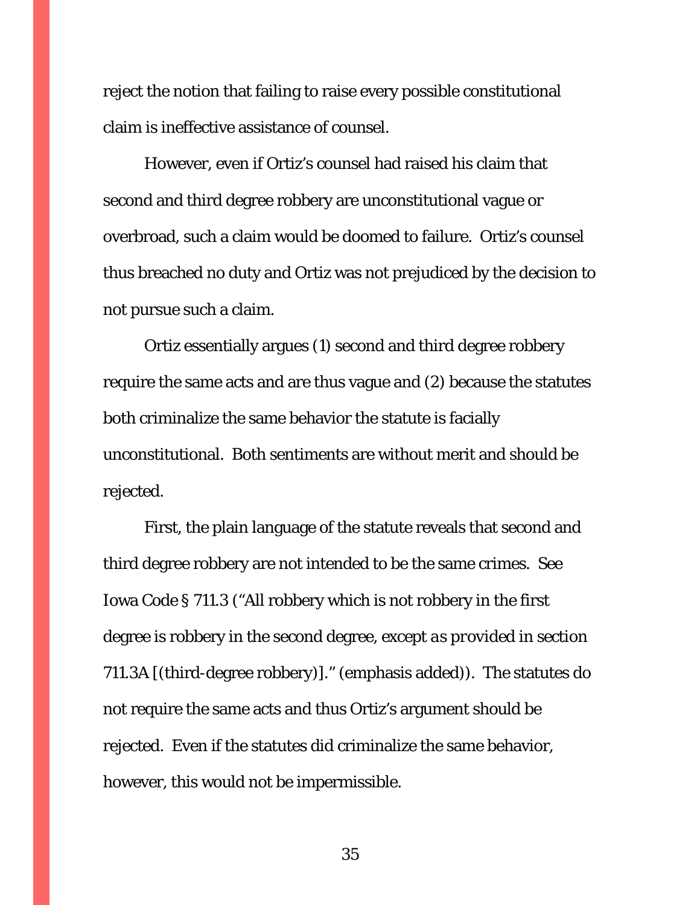reject the notion that failing to raise every possible constitutional claim is ineffective assistance of counsel.

However, even if Ortiz's counsel had raised his claim that second and third degree robbery are unconstitutional vague or overbroad, such a claim would be doomed to failure. Ortiz's counsel thus breached no duty and Ortiz was not prejudiced by the decision to not pursue such a claim.

Ortiz essentially argues (1) second and third degree robbery require the same acts and are thus vague and (2) because the statutes both criminalize the same behavior the statute is facially unconstitutional. Both sentiments are without merit and should be rejected.

First, the plain language of the statute reveals that second and third degree robbery are not intended to be the same crimes. *See* Iowa Code § 711.3 ("All robbery which is not robbery in the first degree is robbery in the second degree, *except as provided in section 711.3A* [(third-degree robbery)]." (emphasis added)). The statutes do not require the same acts and thus Ortiz's argument should be rejected. Even if the statutes did criminalize the same behavior, however, this would not be impermissible.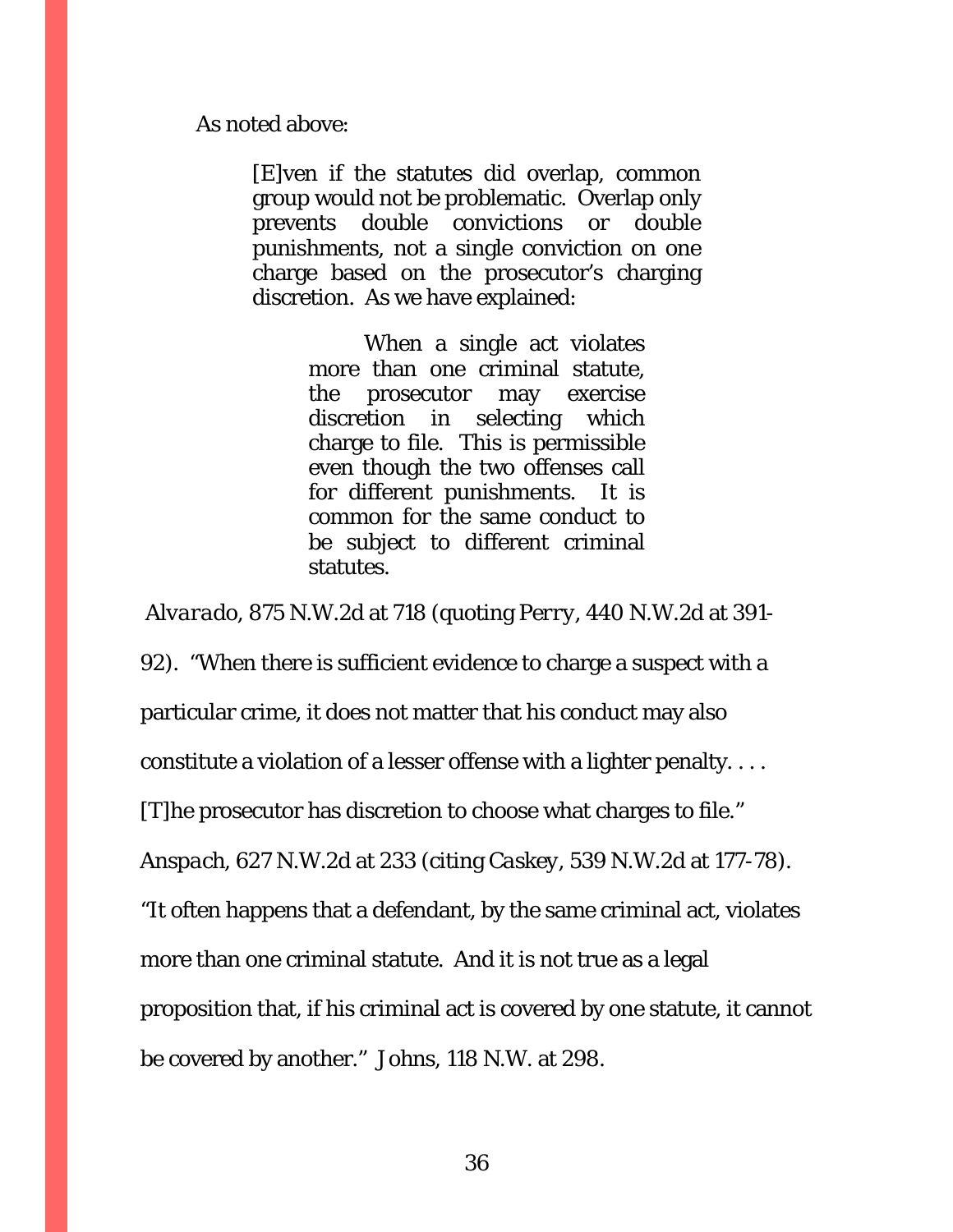As noted above:

> [E]ven if the statutes did overlap, common group would not be problematic. Overlap only prevents double convictions or double punishments, not a single conviction on one charge based on the prosecutor's charging discretion. As we have explained:
>
> > When a single act violates more than one criminal statute, the prosecutor may exercise discretion in selecting which charge to file. This is permissible even though the two offenses call for different punishments. It is common for the same conduct to be subject to different criminal statutes.

*Alvarado*, 875 N.W.2d at 718 (quoting *Perry*, 440 N.W.2d at 391-92). "When there is sufficient evidence to charge a suspect with a particular crime, it does not matter that his conduct may also constitute a violation of a lesser offense with a lighter penalty. . . . [T]he prosecutor has discretion to choose what charges to file." *Anspach*, 627 N.W.2d at 233 (citing *Caskey*, 539 N.W.2d at 177-78). "It often happens that a defendant, by the same criminal act, violates more than one criminal statute. And it is not true as a legal proposition that, if his criminal act is covered by one statute, it cannot be covered by another." *Johns*, 118 N.W. at 298.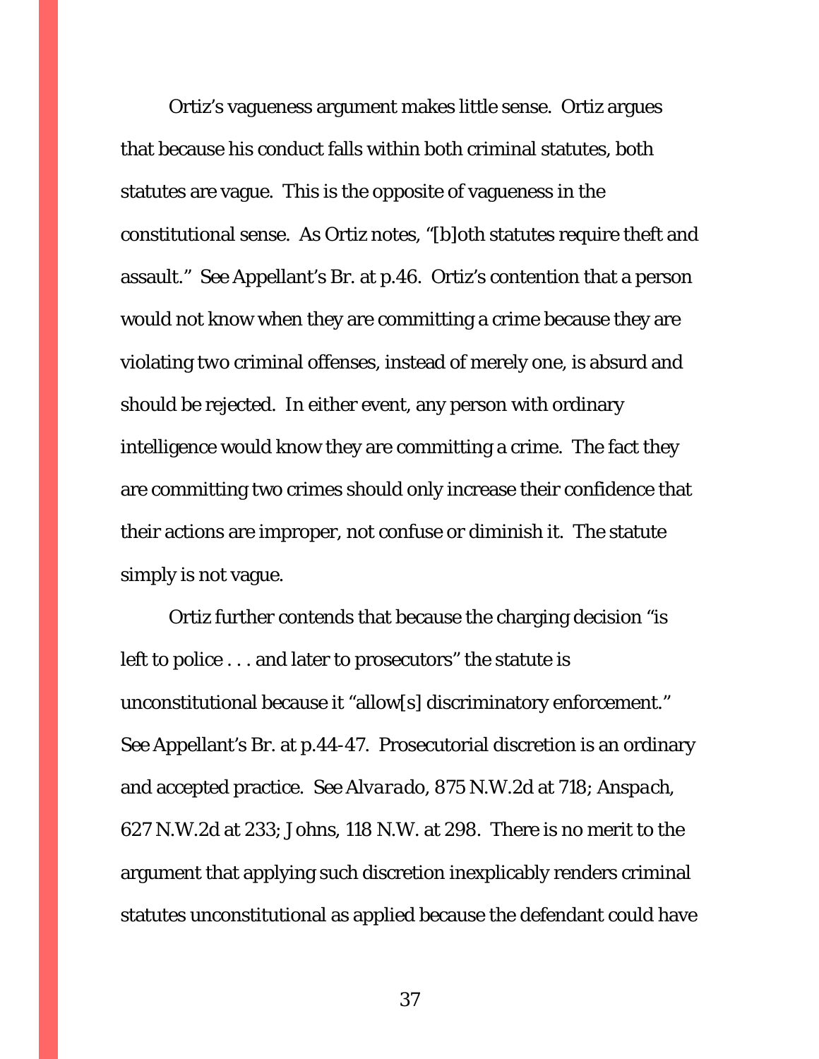Ortiz's vagueness argument makes little sense. Ortiz argues that because his conduct falls within both criminal statutes, both statutes are vague. This is the opposite of vagueness in the constitutional sense. As Ortiz notes, "[b]oth statutes require theft and assault." See Appellant's Br. at p.46. Ortiz's contention that a person would not know when they are committing a crime because they are violating two criminal offenses, instead of merely one, is absurd and should be rejected. In either event, any person with ordinary intelligence would know they are committing a crime. The fact they are committing two crimes should only increase their confidence that their actions are improper, not confuse or diminish it. The statute simply is not vague.

Ortiz further contends that because the charging decision "is left to police . . . and later to prosecutors" the statute is unconstitutional because it "allow[s] discriminatory enforcement." See Appellant's Br. at p.44-47. Prosecutorial discretion is an ordinary and accepted practice. See *Alvarado*, 875 N.W.2d at 718; *Anspach*, 627 N.W.2d at 233; *Johns*, 118 N.W. at 298. There is no merit to the argument that applying such discretion inexplicably renders criminal statutes unconstitutional as applied because the defendant could have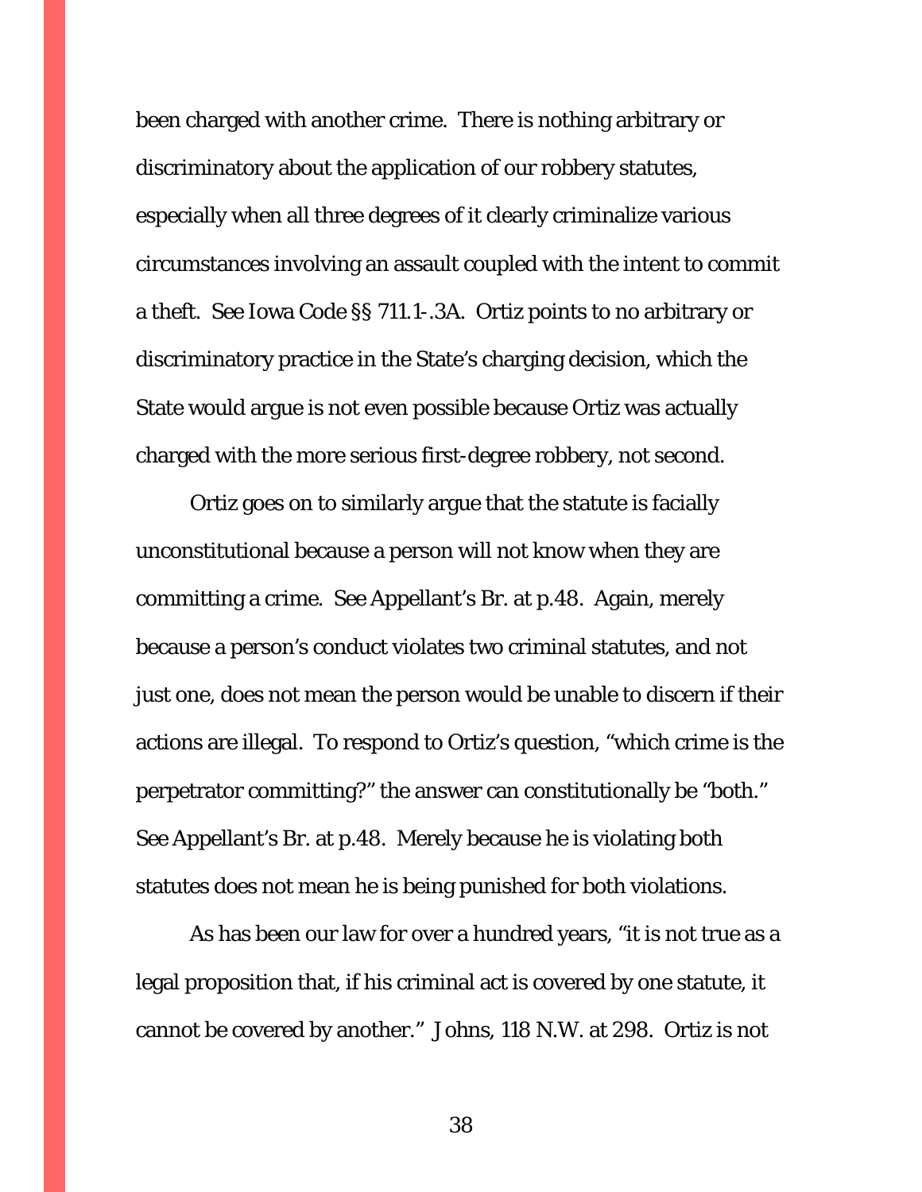been charged with another crime. There is nothing arbitrary or discriminatory about the application of our robbery statutes, especially when all three degrees of it clearly criminalize various circumstances involving an assault coupled with the intent to commit a theft. See Iowa Code §§ 711.1-.3A. Ortiz points to no arbitrary or discriminatory practice in the State's charging decision, which the State would argue is not even possible because Ortiz was actually charged with the more serious first-degree robbery, not second.

Ortiz goes on to similarly argue that the statute is facially unconstitutional because a person will not know when they are committing a crime. See Appellant's Br. at p.48. Again, merely because a person's conduct violates two criminal statutes, and not just one, does not mean the person would be unable to discern if their actions are illegal. To respond to Ortiz's question, "which crime is the perpetrator committing?" the answer can constitutionally be "both." See Appellant's Br. at p.48. Merely because he is violating both statutes does not mean he is being punished for both violations.

As has been our law for over a hundred years, "it is not true as a legal proposition that, if his criminal act is covered by one statute, it cannot be covered by another." Johns, 118 N.W. at 298. Ortiz is not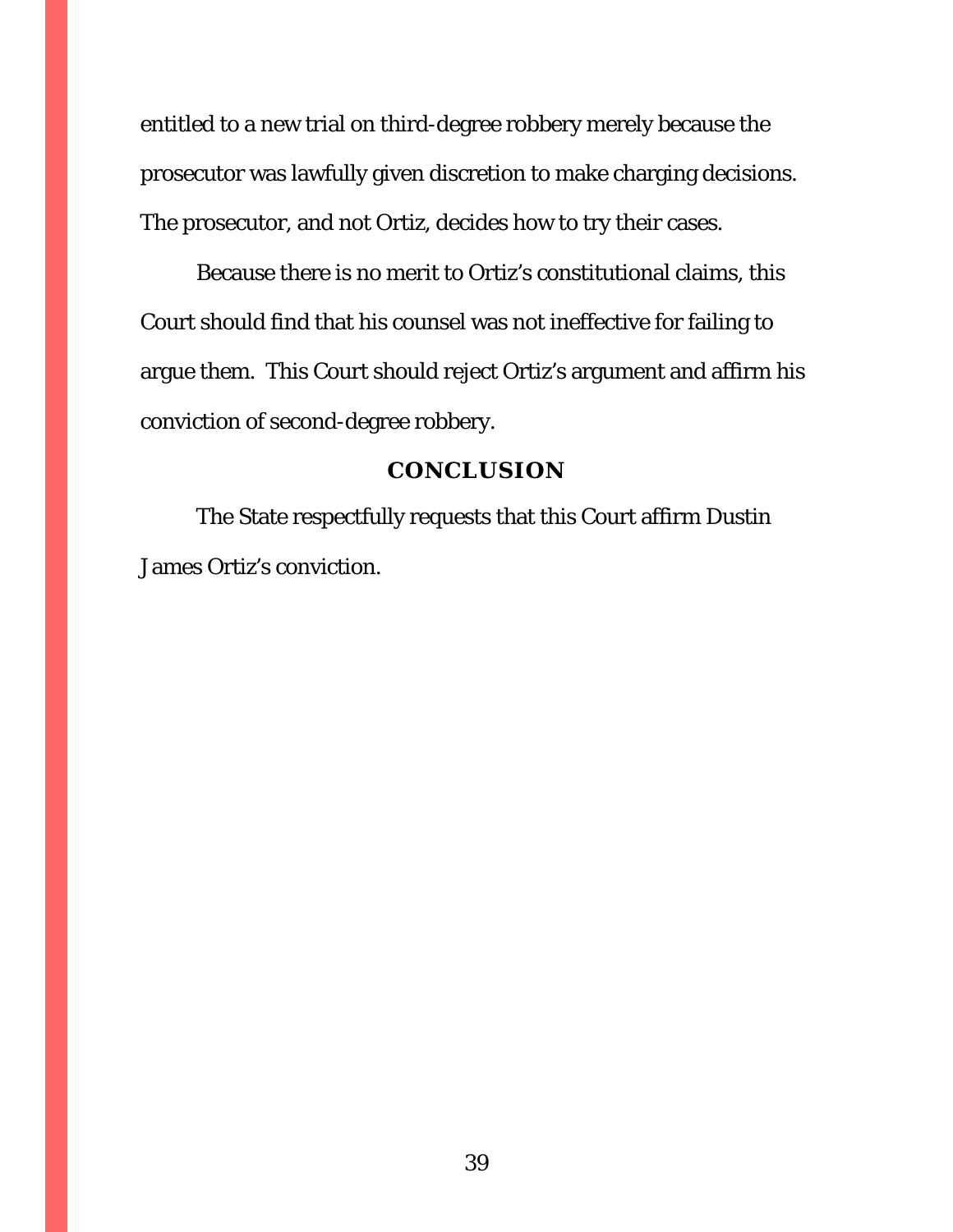entitled to a new trial on third-degree robbery merely because the prosecutor was lawfully given discretion to make charging decisions. The prosecutor, and not Ortiz, decides how to try their cases.

Because there is no merit to Ortiz's constitutional claims, this Court should find that his counsel was not ineffective for failing to argue them. This Court should reject Ortiz's argument and affirm his conviction of second-degree robbery.

## CONCLUSION

The State respectfully requests that this Court affirm Dustin James Ortiz's conviction.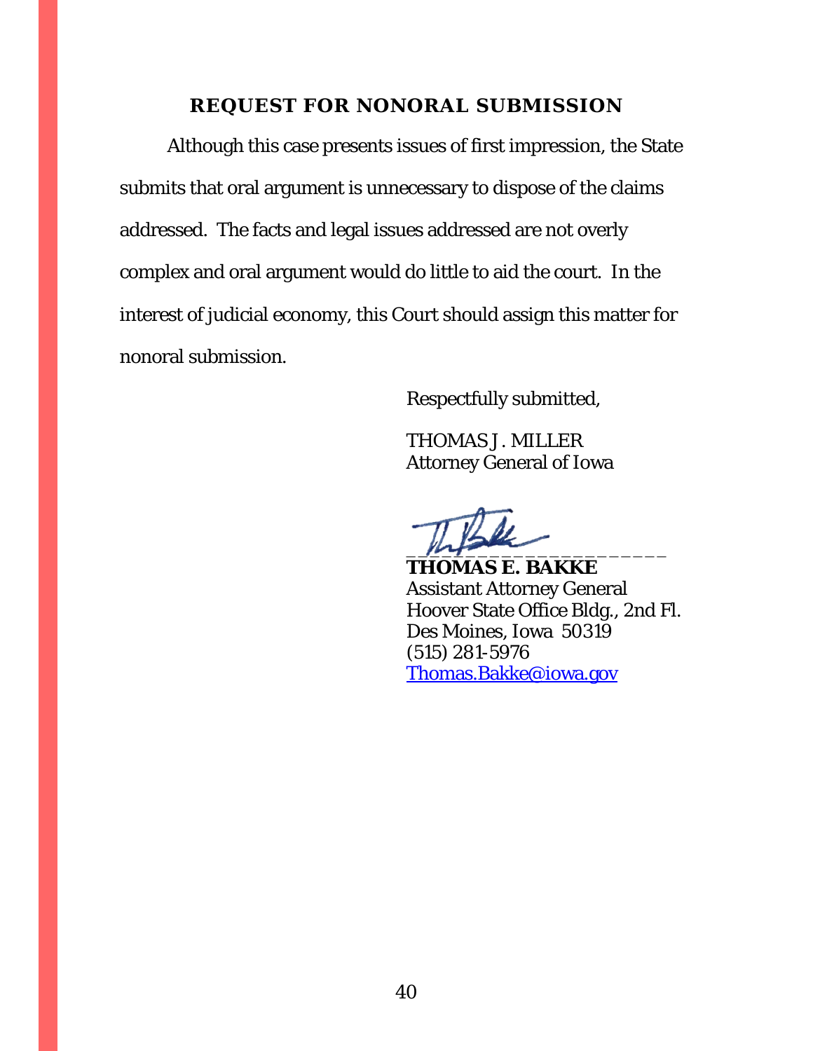## REQUEST FOR NONORAL SUBMISSION

Although this case presents issues of first impression, the State submits that oral argument is unnecessary to dispose of the claims addressed. The facts and legal issues addressed are not overly complex and oral argument would do little to aid the court. In the interest of judicial economy, this Court should assign this matter for nonoral submission.

Respectfully submitted,

THOMAS J. MILLER
Attorney General of Iowa

______________________

**THOMAS E. BAKKE**
Assistant Attorney General
Hoover State Office Bldg., 2nd Fl.
Des Moines, Iowa 50319
(515) 281-5976
Thomas.Bakke@iowa.gov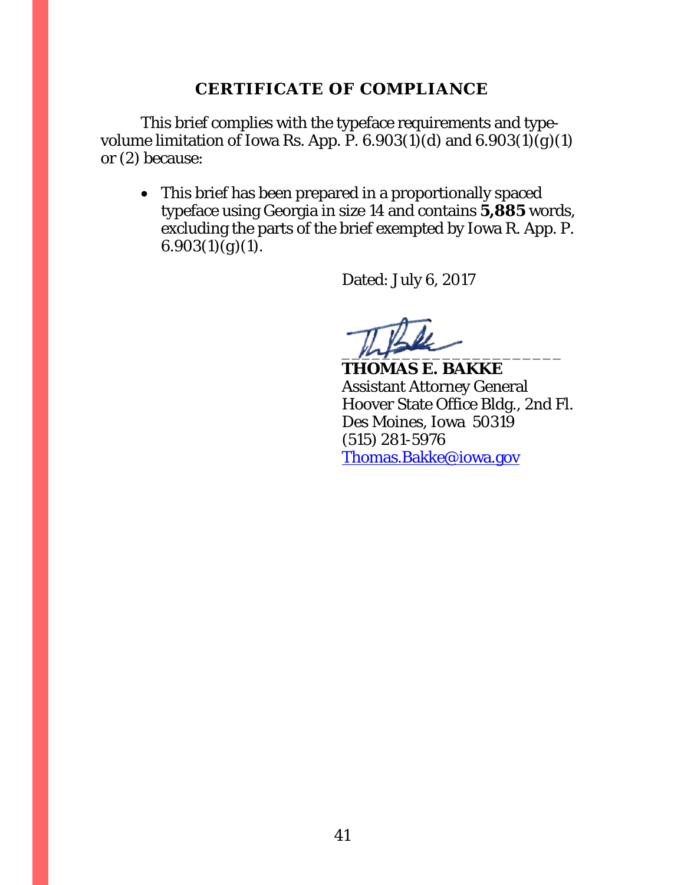## CERTIFICATE OF COMPLIANCE

This brief complies with the typeface requirements and type-volume limitation of Iowa Rs. App. P. 6.903(1)(d) and 6.903(1)(g)(1) or (2) because:

- This brief has been prepared in a proportionally spaced typeface using Georgia in size 14 and contains **5,885** words, excluding the parts of the brief exempted by Iowa R. App. P. 6.903(1)(g)(1).

Dated: July 6, 2017

______________________

**THOMAS E. BAKKE**
Assistant Attorney General
Hoover State Office Bldg., 2nd Fl.
Des Moines, Iowa 50319
(515) 281-5976
Thomas.Bakke@iowa.gov